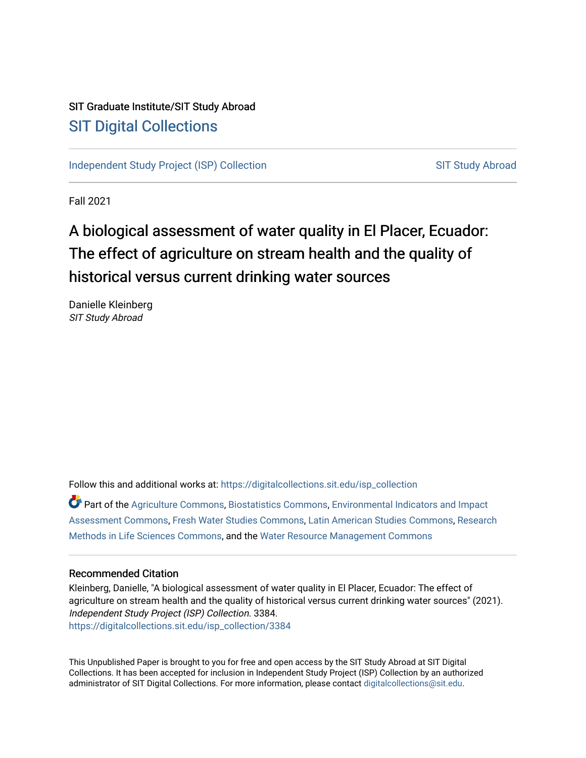SIT Graduate Institute/SIT Study Abroad

## SIT Digital Collections

Independent Study Project (ISP) Collection | SIT Study Abroad

Fall 2021

# A biological assessment of water quality in El Placer, Ecuador: The effect of agriculture on stream health and the quality of historical versus current drinking water sources

Danielle Kleinberg
*SIT Study Abroad*

Follow this and additional works at: https://digitalcollections.sit.edu/isp_collection

Part of the Agriculture Commons, Biostatistics Commons, Environmental Indicators and Impact Assessment Commons, Fresh Water Studies Commons, Latin American Studies Commons, Research Methods in Life Sciences Commons, and the Water Resource Management Commons

### Recommended Citation

Kleinberg, Danielle, "A biological assessment of water quality in El Placer, Ecuador: The effect of agriculture on stream health and the quality of historical versus current drinking water sources" (2021). *Independent Study Project (ISP) Collection*. 3384.
https://digitalcollections.sit.edu/isp_collection/3384

This Unpublished Paper is brought to you for free and open access by the SIT Study Abroad at SIT Digital Collections. It has been accepted for inclusion in Independent Study Project (ISP) Collection by an authorized administrator of SIT Digital Collections. For more information, please contact digitalcollections@sit.edu.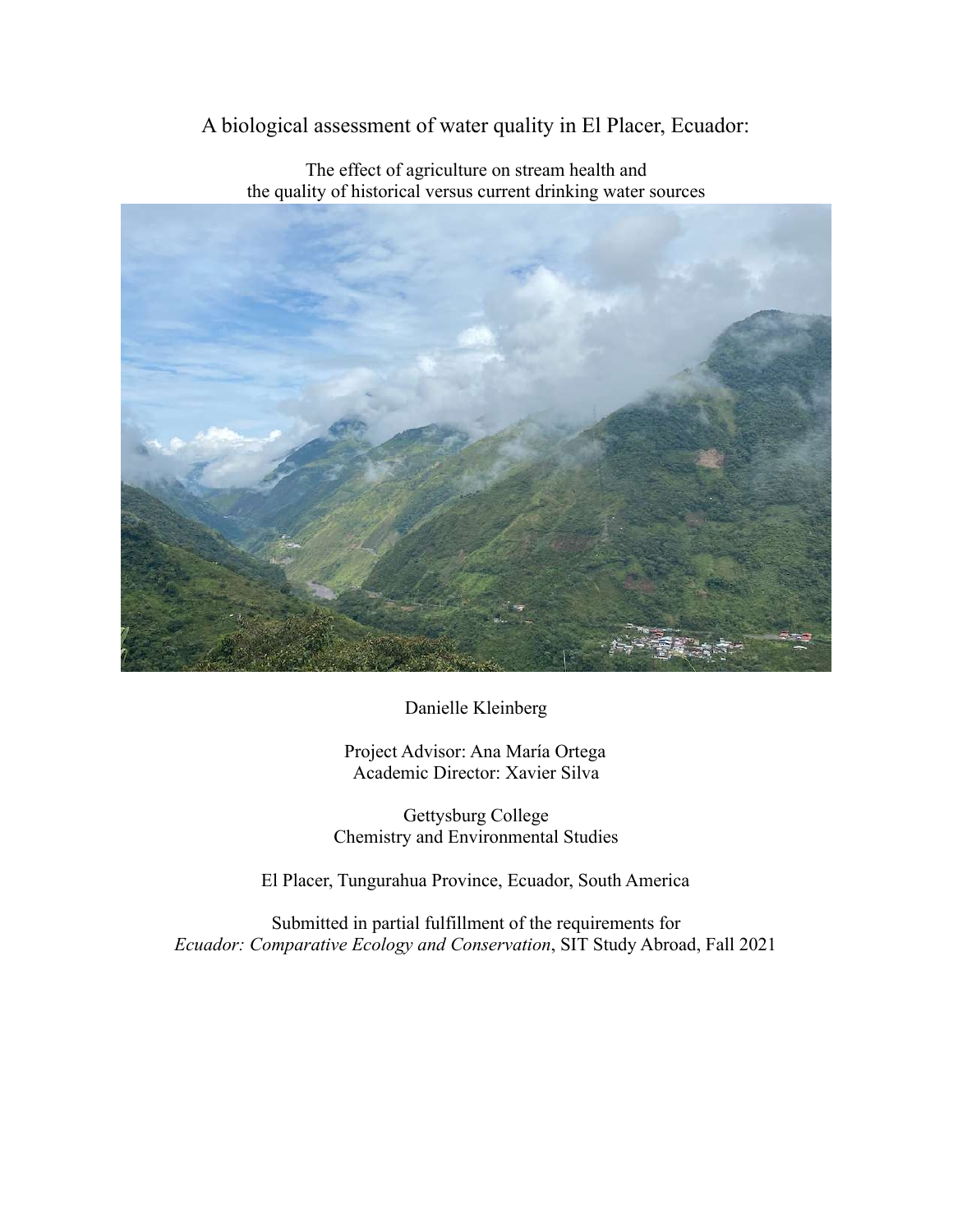# A biological assessment of water quality in El Placer, Ecuador:

The effect of agriculture on stream health and
the quality of historical versus current drinking water sources

Danielle Kleinberg

Project Advisor: Ana María Ortega
Academic Director: Xavier Silva

Gettysburg College
Chemistry and Environmental Studies

El Placer, Tungurahua Province, Ecuador, South America

Submitted in partial fulfillment of the requirements for
*Ecuador: Comparative Ecology and Conservation*, SIT Study Abroad, Fall 2021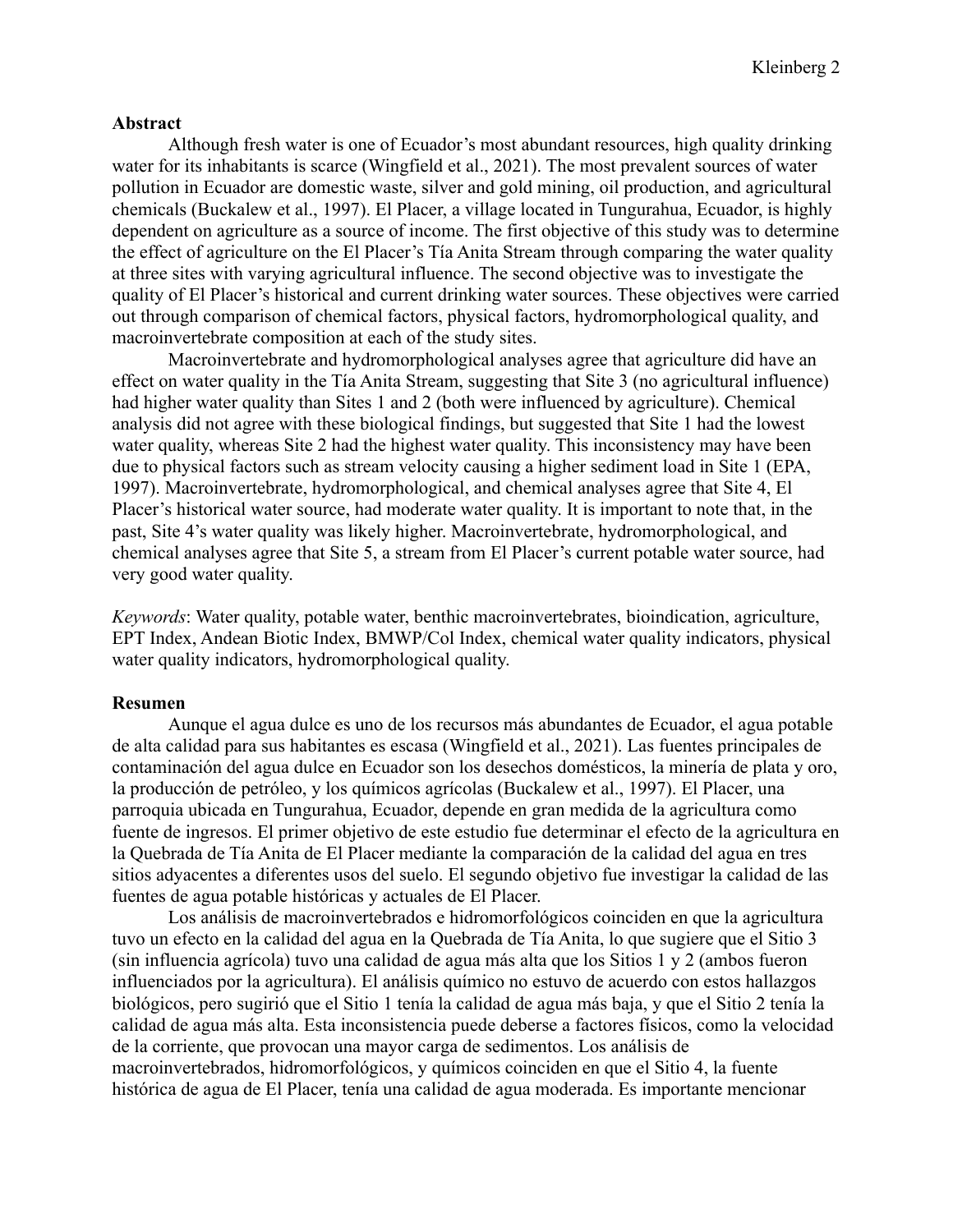**Abstract**

Although fresh water is one of Ecuador's most abundant resources, high quality drinking water for its inhabitants is scarce (Wingfield et al., 2021). The most prevalent sources of water pollution in Ecuador are domestic waste, silver and gold mining, oil production, and agricultural chemicals (Buckalew et al., 1997). El Placer, a village located in Tungurahua, Ecuador, is highly dependent on agriculture as a source of income. The first objective of this study was to determine the effect of agriculture on the El Placer's Tía Anita Stream through comparing the water quality at three sites with varying agricultural influence. The second objective was to investigate the quality of El Placer's historical and current drinking water sources. These objectives were carried out through comparison of chemical factors, physical factors, hydromorphological quality, and macroinvertebrate composition at each of the study sites.

Macroinvertebrate and hydromorphological analyses agree that agriculture did have an effect on water quality in the Tía Anita Stream, suggesting that Site 3 (no agricultural influence) had higher water quality than Sites 1 and 2 (both were influenced by agriculture). Chemical analysis did not agree with these biological findings, but suggested that Site 1 had the lowest water quality, whereas Site 2 had the highest water quality. This inconsistency may have been due to physical factors such as stream velocity causing a higher sediment load in Site 1 (EPA, 1997). Macroinvertebrate, hydromorphological, and chemical analyses agree that Site 4, El Placer's historical water source, had moderate water quality. It is important to note that, in the past, Site 4's water quality was likely higher. Macroinvertebrate, hydromorphological, and chemical analyses agree that Site 5, a stream from El Placer's current potable water source, had very good water quality.

*Keywords*: Water quality, potable water, benthic macroinvertebrates, bioindication, agriculture, EPT Index, Andean Biotic Index, BMWP/Col Index, chemical water quality indicators, physical water quality indicators, hydromorphological quality.

**Resumen**

Aunque el agua dulce es uno de los recursos más abundantes de Ecuador, el agua potable de alta calidad para sus habitantes es escasa (Wingfield et al., 2021). Las fuentes principales de contaminación del agua dulce en Ecuador son los desechos domésticos, la minería de plata y oro, la producción de petróleo, y los químicos agrícolas (Buckalew et al., 1997). El Placer, una parroquia ubicada en Tungurahua, Ecuador, depende en gran medida de la agricultura como fuente de ingresos. El primer objetivo de este estudio fue determinar el efecto de la agricultura en la Quebrada de Tía Anita de El Placer mediante la comparación de la calidad del agua en tres sitios adyacentes a diferentes usos del suelo. El segundo objetivo fue investigar la calidad de las fuentes de agua potable históricas y actuales de El Placer.

Los análisis de macroinvertebrados e hidromorfológicos coinciden en que la agricultura tuvo un efecto en la calidad del agua en la Quebrada de Tía Anita, lo que sugiere que el Sitio 3 (sin influencia agrícola) tuvo una calidad de agua más alta que los Sitios 1 y 2 (ambos fueron influenciados por la agricultura). El análisis químico no estuvo de acuerdo con estos hallazgos biológicos, pero sugirió que el Sitio 1 tenía la calidad de agua más baja, y que el Sitio 2 tenía la calidad de agua más alta. Esta inconsistencia puede deberse a factores físicos, como la velocidad de la corriente, que provocan una mayor carga de sedimentos. Los análisis de macroinvertebrados, hidromorfológicos, y químicos coinciden en que el Sitio 4, la fuente histórica de agua de El Placer, tenía una calidad de agua moderada. Es importante mencionar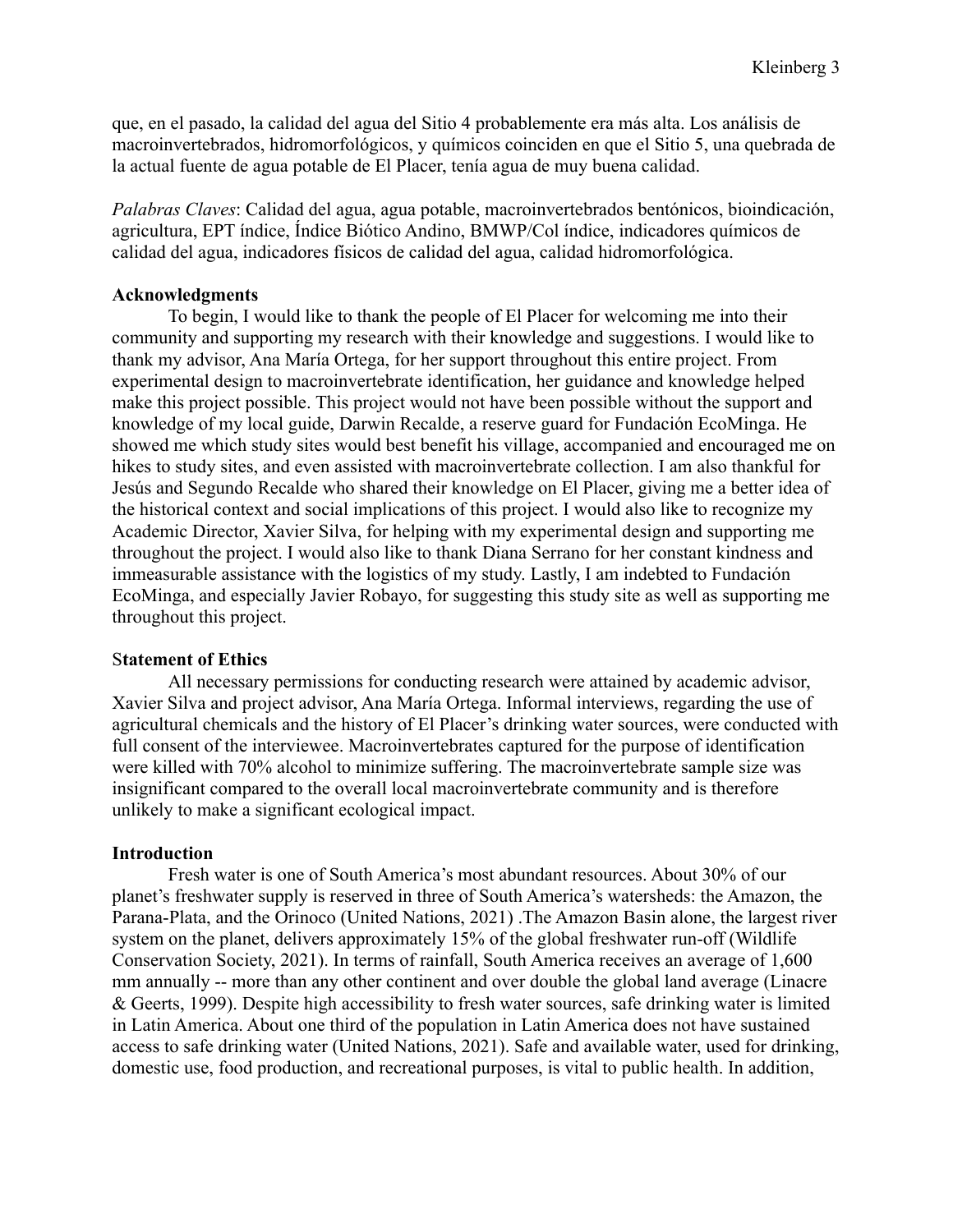que, en el pasado, la calidad del agua del Sitio 4 probablemente era más alta. Los análisis de macroinvertebrados, hidromorfológicos, y químicos coinciden en que el Sitio 5, una quebrada de la actual fuente de agua potable de El Placer, tenía agua de muy buena calidad.

*Palabras Claves*: Calidad del agua, agua potable, macroinvertebrados bentónicos, bioindicación, agricultura, EPT índice, Índice Biótico Andino, BMWP/Col índice, indicadores químicos de calidad del agua, indicadores físicos de calidad del agua, calidad hidromorfológica.

## Acknowledgments

To begin, I would like to thank the people of El Placer for welcoming me into their community and supporting my research with their knowledge and suggestions. I would like to thank my advisor, Ana María Ortega, for her support throughout this entire project. From experimental design to macroinvertebrate identification, her guidance and knowledge helped make this project possible. This project would not have been possible without the support and knowledge of my local guide, Darwin Recalde, a reserve guard for Fundación EcoMinga. He showed me which study sites would best benefit his village, accompanied and encouraged me on hikes to study sites, and even assisted with macroinvertebrate collection. I am also thankful for Jesús and Segundo Recalde who shared their knowledge on El Placer, giving me a better idea of the historical context and social implications of this project. I would also like to recognize my Academic Director, Xavier Silva, for helping with my experimental design and supporting me throughout the project. I would also like to thank Diana Serrano for her constant kindness and immeasurable assistance with the logistics of my study. Lastly, I am indebted to Fundación EcoMinga, and especially Javier Robayo, for suggesting this study site as well as supporting me throughout this project.

## Statement of Ethics

All necessary permissions for conducting research were attained by academic advisor, Xavier Silva and project advisor, Ana María Ortega. Informal interviews, regarding the use of agricultural chemicals and the history of El Placer's drinking water sources, were conducted with full consent of the interviewee. Macroinvertebrates captured for the purpose of identification were killed with 70% alcohol to minimize suffering. The macroinvertebrate sample size was insignificant compared to the overall local macroinvertebrate community and is therefore unlikely to make a significant ecological impact.

## Introduction

Fresh water is one of South America's most abundant resources. About 30% of our planet's freshwater supply is reserved in three of South America's watersheds: the Amazon, the Parana-Plata, and the Orinoco (United Nations, 2021) .The Amazon Basin alone, the largest river system on the planet, delivers approximately 15% of the global freshwater run-off (Wildlife Conservation Society, 2021). In terms of rainfall, South America receives an average of 1,600 mm annually -- more than any other continent and over double the global land average (Linacre & Geerts, 1999). Despite high accessibility to fresh water sources, safe drinking water is limited in Latin America. About one third of the population in Latin America does not have sustained access to safe drinking water (United Nations, 2021). Safe and available water, used for drinking, domestic use, food production, and recreational purposes, is vital to public health. In addition,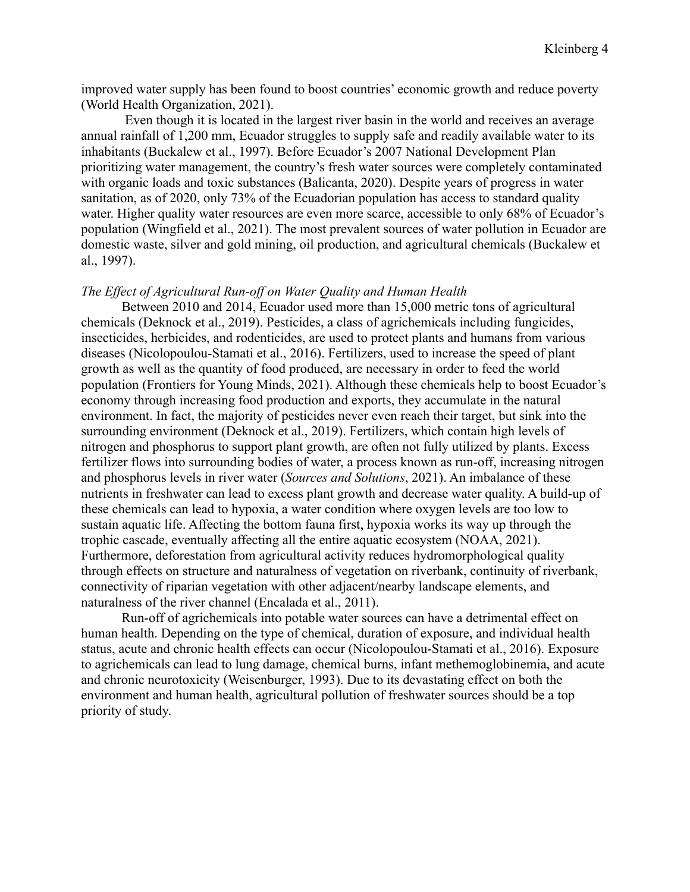improved water supply has been found to boost countries' economic growth and reduce poverty (World Health Organization, 2021).

Even though it is located in the largest river basin in the world and receives an average annual rainfall of 1,200 mm, Ecuador struggles to supply safe and readily available water to its inhabitants (Buckalew et al., 1997). Before Ecuador's 2007 National Development Plan prioritizing water management, the country's fresh water sources were completely contaminated with organic loads and toxic substances (Balicanta, 2020). Despite years of progress in water sanitation, as of 2020, only 73% of the Ecuadorian population has access to standard quality water. Higher quality water resources are even more scarce, accessible to only 68% of Ecuador's population (Wingfield et al., 2021). The most prevalent sources of water pollution in Ecuador are domestic waste, silver and gold mining, oil production, and agricultural chemicals (Buckalew et al., 1997).

*The Effect of Agricultural Run-off on Water Quality and Human Health*

Between 2010 and 2014, Ecuador used more than 15,000 metric tons of agricultural chemicals (Deknock et al., 2019). Pesticides, a class of agrichemicals including fungicides, insecticides, herbicides, and rodenticides, are used to protect plants and humans from various diseases (Nicolopoulou-Stamati et al., 2016). Fertilizers, used to increase the speed of plant growth as well as the quantity of food produced, are necessary in order to feed the world population (Frontiers for Young Minds, 2021). Although these chemicals help to boost Ecuador's economy through increasing food production and exports, they accumulate in the natural environment. In fact, the majority of pesticides never even reach their target, but sink into the surrounding environment (Deknock et al., 2019). Fertilizers, which contain high levels of nitrogen and phosphorus to support plant growth, are often not fully utilized by plants. Excess fertilizer flows into surrounding bodies of water, a process known as run-off, increasing nitrogen and phosphorus levels in river water (*Sources and Solutions*, 2021). An imbalance of these nutrients in freshwater can lead to excess plant growth and decrease water quality. A build-up of these chemicals can lead to hypoxia, a water condition where oxygen levels are too low to sustain aquatic life. Affecting the bottom fauna first, hypoxia works its way up through the trophic cascade, eventually affecting all the entire aquatic ecosystem (NOAA, 2021). Furthermore, deforestation from agricultural activity reduces hydromorphological quality through effects on structure and naturalness of vegetation on riverbank, continuity of riverbank, connectivity of riparian vegetation with other adjacent/nearby landscape elements, and naturalness of the river channel (Encalada et al., 2011).

Run-off of agrichemicals into potable water sources can have a detrimental effect on human health. Depending on the type of chemical, duration of exposure, and individual health status, acute and chronic health effects can occur (Nicolopoulou-Stamati et al., 2016). Exposure to agrichemicals can lead to lung damage, chemical burns, infant methemoglobinemia, and acute and chronic neurotoxicity (Weisenburger, 1993). Due to its devastating effect on both the environment and human health, agricultural pollution of freshwater sources should be a top priority of study.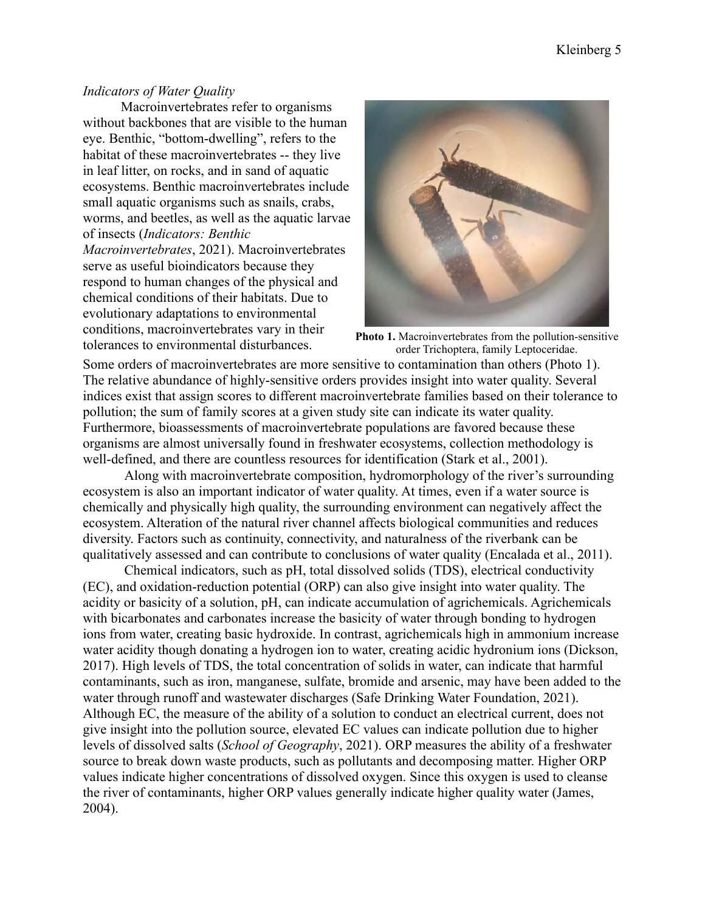*Indicators of Water Quality*

Macroinvertebrates refer to organisms without backbones that are visible to the human eye. Benthic, "bottom-dwelling", refers to the habitat of these macroinvertebrates -- they live in leaf litter, on rocks, and in sand of aquatic ecosystems. Benthic macroinvertebrates include small aquatic organisms such as snails, crabs, worms, and beetles, as well as the aquatic larvae of insects (*Indicators: Benthic Macroinvertebrates*, 2021). Macroinvertebrates serve as useful bioindicators because they respond to human changes of the physical and chemical conditions of their habitats. Due to evolutionary adaptations to environmental conditions, macroinvertebrates vary in their tolerances to environmental disturbances. Some orders of macroinvertebrates are more sensitive to contamination than others (Photo 1). The relative abundance of highly-sensitive orders provides insight into water quality. Several indices exist that assign scores to different macroinvertebrate families based on their tolerance to pollution; the sum of family scores at a given study site can indicate its water quality. Furthermore, bioassessments of macroinvertebrate populations are favored because these organisms are almost universally found in freshwater ecosystems, collection methodology is well-defined, and there are countless resources for identification (Stark et al., 2001).

**Photo 1.** Macroinvertebrates from the pollution-sensitive order Trichoptera, family Leptoceridae.

Along with macroinvertebrate composition, hydromorphology of the river's surrounding ecosystem is also an important indicator of water quality. At times, even if a water source is chemically and physically high quality, the surrounding environment can negatively affect the ecosystem. Alteration of the natural river channel affects biological communities and reduces diversity. Factors such as continuity, connectivity, and naturalness of the riverbank can be qualitatively assessed and can contribute to conclusions of water quality (Encalada et al., 2011).

Chemical indicators, such as pH, total dissolved solids (TDS), electrical conductivity (EC), and oxidation-reduction potential (ORP) can also give insight into water quality. The acidity or basicity of a solution, pH, can indicate accumulation of agrichemicals. Agrichemicals with bicarbonates and carbonates increase the basicity of water through bonding to hydrogen ions from water, creating basic hydroxide. In contrast, agrichemicals high in ammonium increase water acidity though donating a hydrogen ion to water, creating acidic hydronium ions (Dickson, 2017). High levels of TDS, the total concentration of solids in water, can indicate that harmful contaminants, such as iron, manganese, sulfate, bromide and arsenic, may have been added to the water through runoff and wastewater discharges (Safe Drinking Water Foundation, 2021). Although EC, the measure of the ability of a solution to conduct an electrical current, does not give insight into the pollution source, elevated EC values can indicate pollution due to higher levels of dissolved salts (*School of Geography*, 2021). ORP measures the ability of a freshwater source to break down waste products, such as pollutants and decomposing matter. Higher ORP values indicate higher concentrations of dissolved oxygen. Since this oxygen is used to cleanse the river of contaminants, higher ORP values generally indicate higher quality water (James, 2004).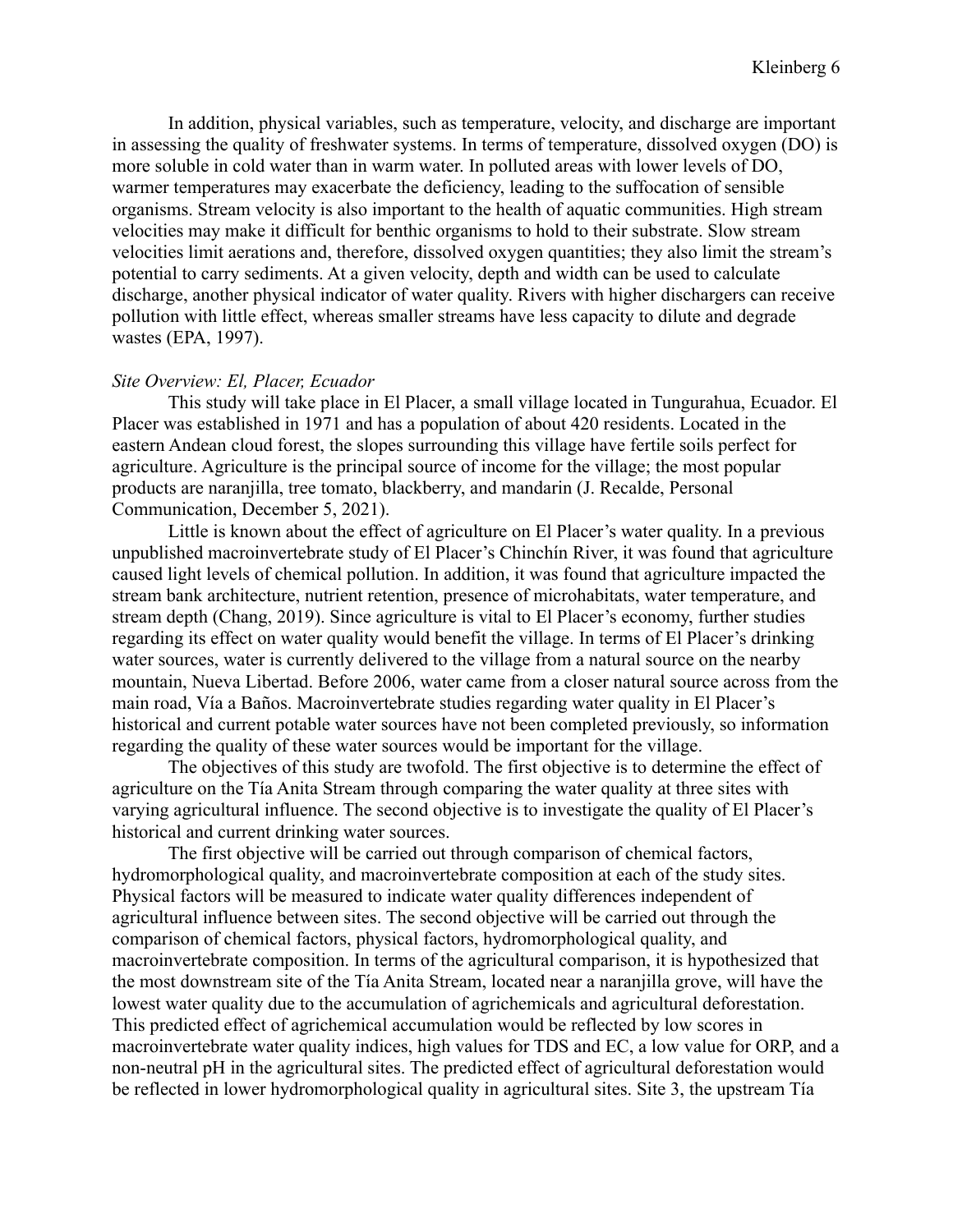In addition, physical variables, such as temperature, velocity, and discharge are important in assessing the quality of freshwater systems. In terms of temperature, dissolved oxygen (DO) is more soluble in cold water than in warm water. In polluted areas with lower levels of DO, warmer temperatures may exacerbate the deficiency, leading to the suffocation of sensible organisms. Stream velocity is also important to the health of aquatic communities. High stream velocities may make it difficult for benthic organisms to hold to their substrate. Slow stream velocities limit aerations and, therefore, dissolved oxygen quantities; they also limit the stream's potential to carry sediments. At a given velocity, depth and width can be used to calculate discharge, another physical indicator of water quality. Rivers with higher dischargers can receive pollution with little effect, whereas smaller streams have less capacity to dilute and degrade wastes (EPA, 1997).

*Site Overview: El, Placer, Ecuador*

This study will take place in El Placer, a small village located in Tungurahua, Ecuador. El Placer was established in 1971 and has a population of about 420 residents. Located in the eastern Andean cloud forest, the slopes surrounding this village have fertile soils perfect for agriculture. Agriculture is the principal source of income for the village; the most popular products are naranjilla, tree tomato, blackberry, and mandarin (J. Recalde, Personal Communication, December 5, 2021).

Little is known about the effect of agriculture on El Placer's water quality. In a previous unpublished macroinvertebrate study of El Placer's Chinchín River, it was found that agriculture caused light levels of chemical pollution. In addition, it was found that agriculture impacted the stream bank architecture, nutrient retention, presence of microhabitats, water temperature, and stream depth (Chang, 2019). Since agriculture is vital to El Placer's economy, further studies regarding its effect on water quality would benefit the village. In terms of El Placer's drinking water sources, water is currently delivered to the village from a natural source on the nearby mountain, Nueva Libertad. Before 2006, water came from a closer natural source across from the main road, Vía a Baños. Macroinvertebrate studies regarding water quality in El Placer's historical and current potable water sources have not been completed previously, so information regarding the quality of these water sources would be important for the village.

The objectives of this study are twofold. The first objective is to determine the effect of agriculture on the Tía Anita Stream through comparing the water quality at three sites with varying agricultural influence. The second objective is to investigate the quality of El Placer's historical and current drinking water sources.

The first objective will be carried out through comparison of chemical factors, hydromorphological quality, and macroinvertebrate composition at each of the study sites. Physical factors will be measured to indicate water quality differences independent of agricultural influence between sites. The second objective will be carried out through the comparison of chemical factors, physical factors, hydromorphological quality, and macroinvertebrate composition. In terms of the agricultural comparison, it is hypothesized that the most downstream site of the Tía Anita Stream, located near a naranjilla grove, will have the lowest water quality due to the accumulation of agrichemicals and agricultural deforestation. This predicted effect of agrichemical accumulation would be reflected by low scores in macroinvertebrate water quality indices, high values for TDS and EC, a low value for ORP, and a non-neutral pH in the agricultural sites. The predicted effect of agricultural deforestation would be reflected in lower hydromorphological quality in agricultural sites. Site 3, the upstream Tía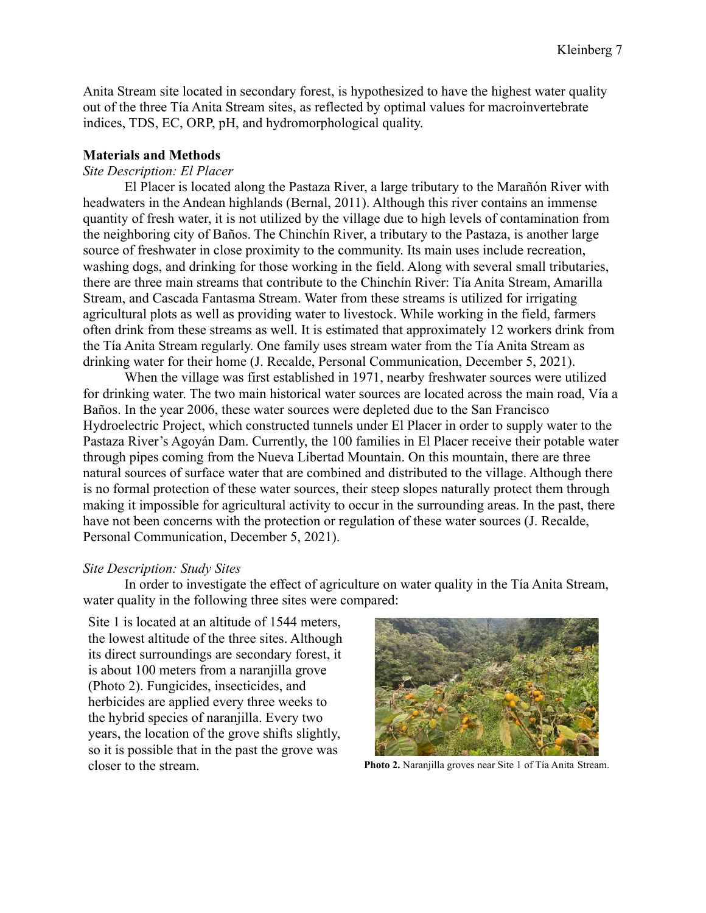Anita Stream site located in secondary forest, is hypothesized to have the highest water quality out of the three Tía Anita Stream sites, as reflected by optimal values for macroinvertebrate indices, TDS, EC, ORP, pH, and hydromorphological quality.

## Materials and Methods

*Site Description: El Placer*

El Placer is located along the Pastaza River, a large tributary to the Marañón River with headwaters in the Andean highlands (Bernal, 2011). Although this river contains an immense quantity of fresh water, it is not utilized by the village due to high levels of contamination from the neighboring city of Baños. The Chinchín River, a tributary to the Pastaza, is another large source of freshwater in close proximity to the community. Its main uses include recreation, washing dogs, and drinking for those working in the field. Along with several small tributaries, there are three main streams that contribute to the Chinchín River: Tía Anita Stream, Amarilla Stream, and Cascada Fantasma Stream. Water from these streams is utilized for irrigating agricultural plots as well as providing water to livestock. While working in the field, farmers often drink from these streams as well. It is estimated that approximately 12 workers drink from the Tía Anita Stream regularly. One family uses stream water from the Tía Anita Stream as drinking water for their home (J. Recalde, Personal Communication, December 5, 2021).

When the village was first established in 1971, nearby freshwater sources were utilized for drinking water. The two main historical water sources are located across the main road, Vía a Baños. In the year 2006, these water sources were depleted due to the San Francisco Hydroelectric Project, which constructed tunnels under El Placer in order to supply water to the Pastaza River's Agoyán Dam. Currently, the 100 families in El Placer receive their potable water through pipes coming from the Nueva Libertad Mountain. On this mountain, there are three natural sources of surface water that are combined and distributed to the village. Although there is no formal protection of these water sources, their steep slopes naturally protect them through making it impossible for agricultural activity to occur in the surrounding areas. In the past, there have not been concerns with the protection or regulation of these water sources (J. Recalde, Personal Communication, December 5, 2021).

*Site Description: Study Sites*

In order to investigate the effect of agriculture on water quality in the Tía Anita Stream, water quality in the following three sites were compared:

Site 1 is located at an altitude of 1544 meters, the lowest altitude of the three sites. Although its direct surroundings are secondary forest, it is about 100 meters from a naranjilla grove (Photo 2). Fungicides, insecticides, and herbicides are applied every three weeks to the hybrid species of naranjilla. Every two years, the location of the grove shifts slightly, so it is possible that in the past the grove was closer to the stream.

**Photo 2.** Naranjilla groves near Site 1 of Tía Anita Stream.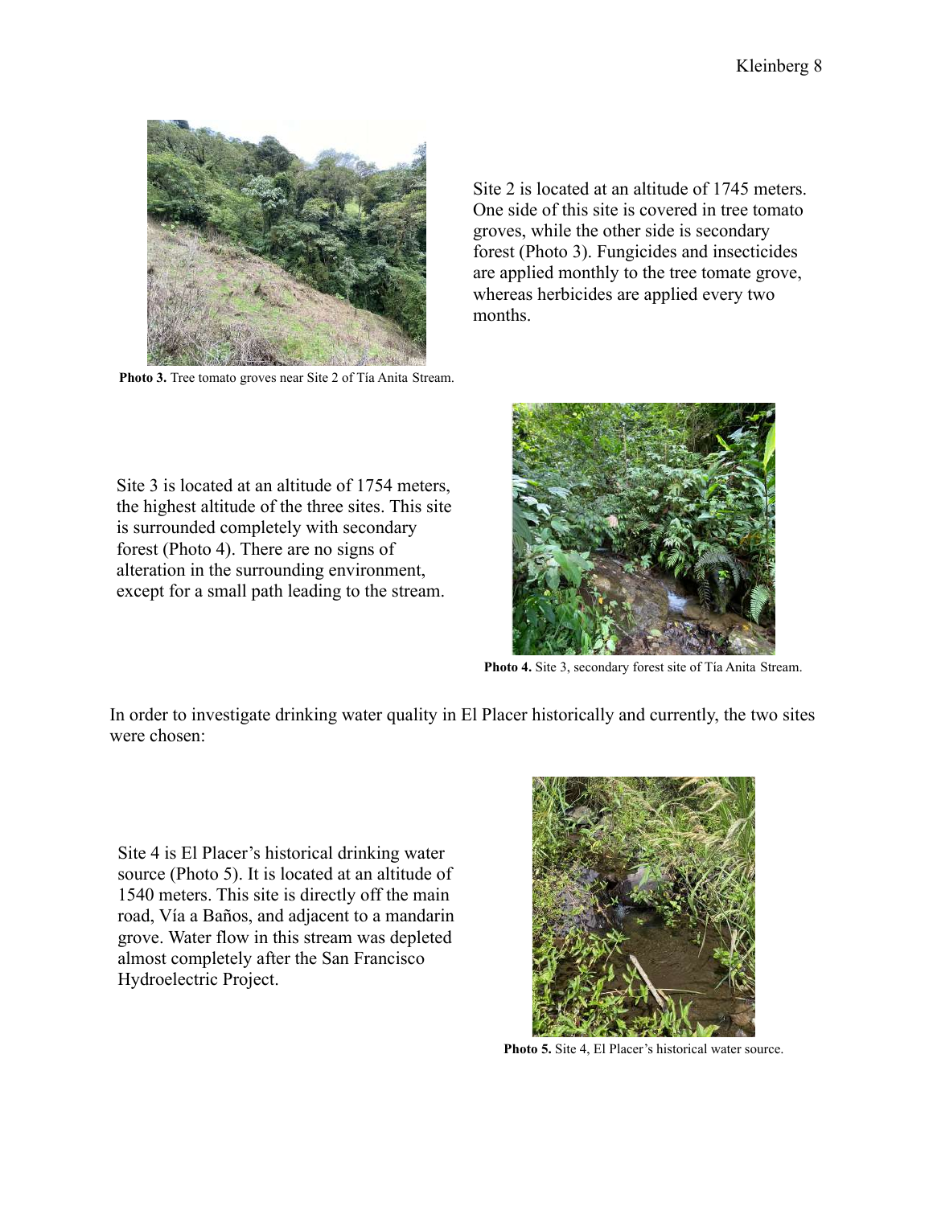Site 2 is located at an altitude of 1745 meters. One side of this site is covered in tree tomato groves, while the other side is secondary forest (Photo 3). Fungicides and insecticides are applied monthly to the tree tomate grove, whereas herbicides are applied every two months.

**Photo 3.** Tree tomato groves near Site 2 of Tía Anita Stream.

Site 3 is located at an altitude of 1754 meters, the highest altitude of the three sites. This site is surrounded completely with secondary forest (Photo 4). There are no signs of alteration in the surrounding environment, except for a small path leading to the stream.

**Photo 4.** Site 3, secondary forest site of Tía Anita Stream.

In order to investigate drinking water quality in El Placer historically and currently, the two sites were chosen:

Site 4 is El Placer's historical drinking water source (Photo 5). It is located at an altitude of 1540 meters. This site is directly off the main road, Vía a Baños, and adjacent to a mandarin grove. Water flow in this stream was depleted almost completely after the San Francisco Hydroelectric Project.

**Photo 5.** Site 4, El Placer's historical water source.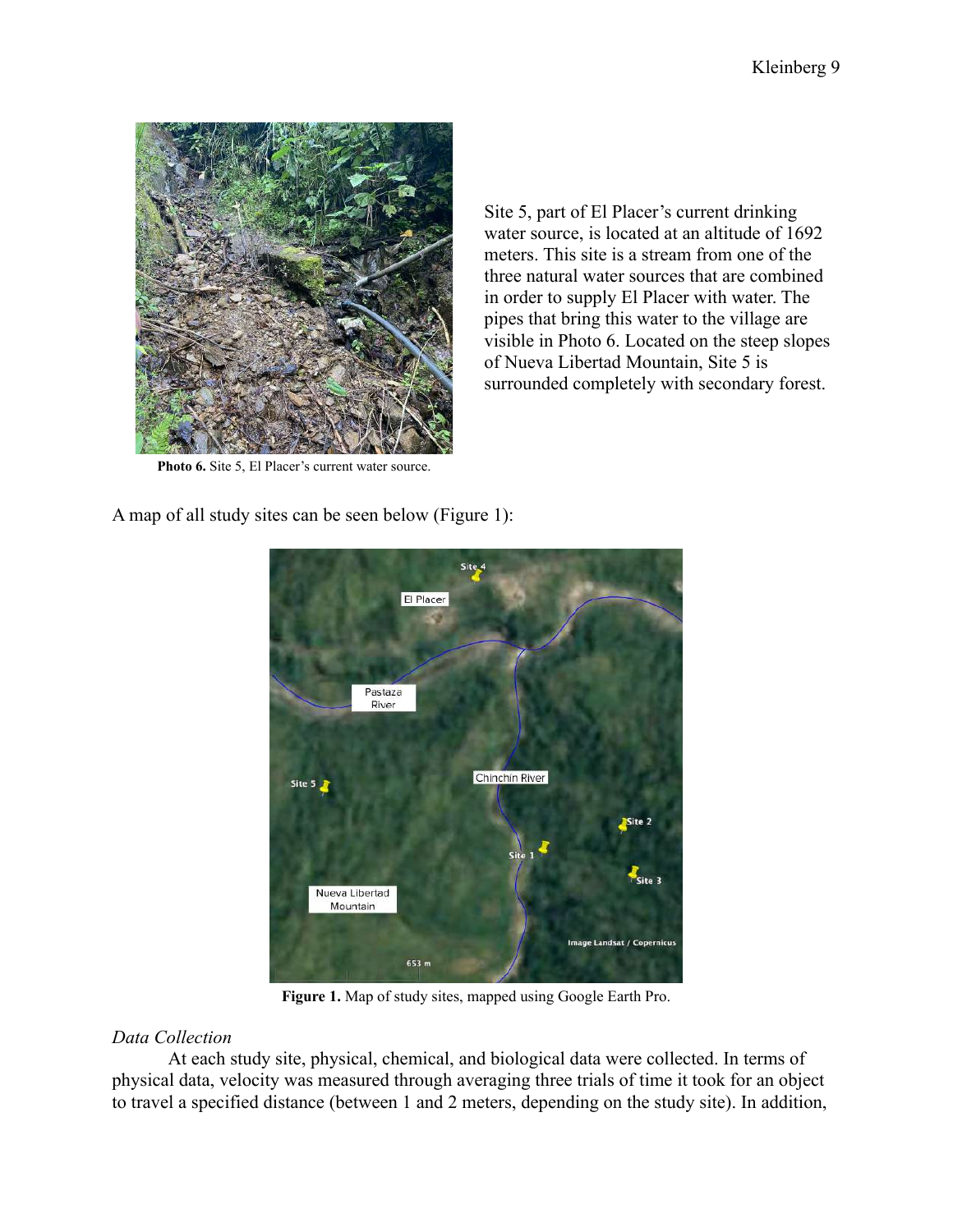Site 5, part of El Placer's current drinking water source, is located at an altitude of 1692 meters. This site is a stream from one of the three natural water sources that are combined in order to supply El Placer with water. The pipes that bring this water to the village are visible in Photo 6. Located on the steep slopes of Nueva Libertad Mountain, Site 5 is surrounded completely with secondary forest.

**Photo 6.** Site 5, El Placer's current water source.

A map of all study sites can be seen below (Figure 1):

**Figure 1.** Map of study sites, mapped using Google Earth Pro.

*Data Collection*

At each study site, physical, chemical, and biological data were collected. In terms of physical data, velocity was measured through averaging three trials of time it took for an object to travel a specified distance (between 1 and 2 meters, depending on the study site). In addition,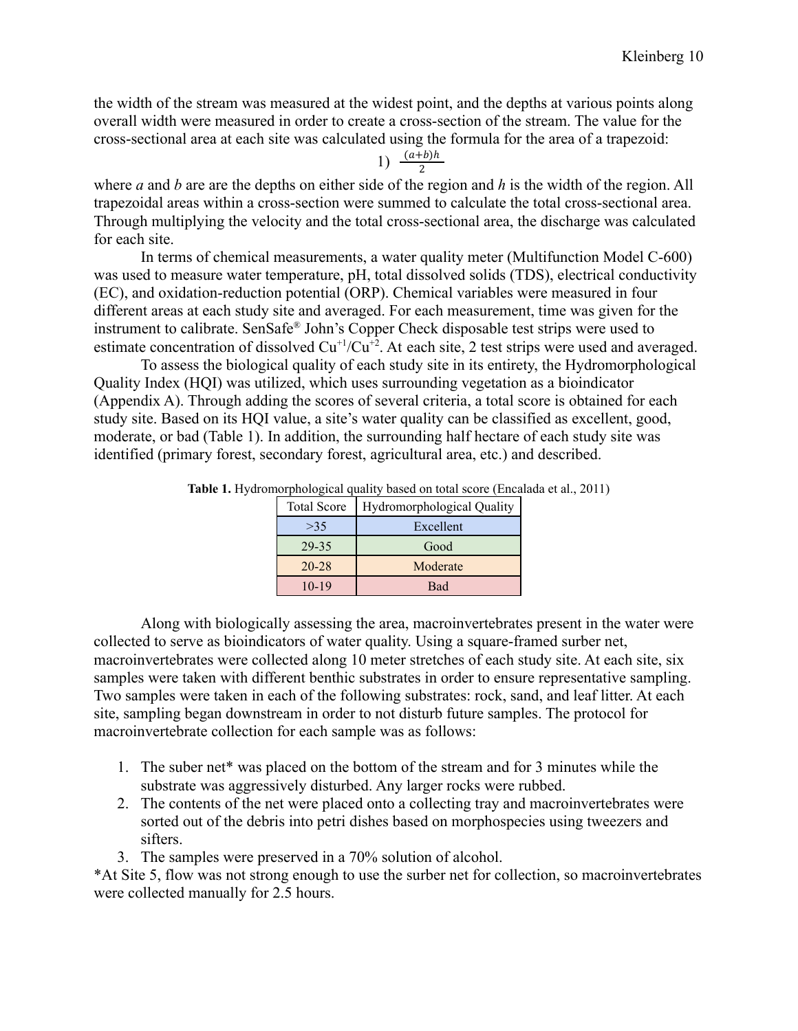the width of the stream was measured at the widest point, and the depths at various points along overall width were measured in order to create a cross-section of the stream. The value for the cross-sectional area at each site was calculated using the formula for the area of a trapezoid:

$$1)\quad \frac{(a+b)h}{2}$$

where *a* and *b* are are the depths on either side of the region and *h* is the width of the region. All trapezoidal areas within a cross-section were summed to calculate the total cross-sectional area. Through multiplying the velocity and the total cross-sectional area, the discharge was calculated for each site.

In terms of chemical measurements, a water quality meter (Multifunction Model C-600) was used to measure water temperature, pH, total dissolved solids (TDS), electrical conductivity (EC), and oxidation-reduction potential (ORP). Chemical variables were measured in four different areas at each study site and averaged. For each measurement, time was given for the instrument to calibrate. SenSafe® John's Copper Check disposable test strips were used to estimate concentration of dissolved $Cu^{+1}/Cu^{+2}$. At each site, 2 test strips were used and averaged.

To assess the biological quality of each study site in its entirety, the Hydromorphological Quality Index (HQI) was utilized, which uses surrounding vegetation as a bioindicator (Appendix A). Through adding the scores of several criteria, a total score is obtained for each study site. Based on its HQI value, a site's water quality can be classified as excellent, good, moderate, or bad (Table 1). In addition, the surrounding half hectare of each study site was identified (primary forest, secondary forest, agricultural area, etc.) and described.

**Table 1.** Hydromorphological quality based on total score (Encalada et al., 2011)

| Total Score | Hydromorphological Quality |
|---|---|
| >35 | Excellent |
| 29-35 | Good |
| 20-28 | Moderate |
| 10-19 | Bad |

Along with biologically assessing the area, macroinvertebrates present in the water were collected to serve as bioindicators of water quality. Using a square-framed surber net, macroinvertebrates were collected along 10 meter stretches of each study site. At each site, six samples were taken with different benthic substrates in order to ensure representative sampling. Two samples were taken in each of the following substrates: rock, sand, and leaf litter. At each site, sampling began downstream in order to not disturb future samples. The protocol for macroinvertebrate collection for each sample was as follows:

1. The suber net* was placed on the bottom of the stream and for 3 minutes while the substrate was aggressively disturbed. Any larger rocks were rubbed.
2. The contents of the net were placed onto a collecting tray and macroinvertebrates were sorted out of the debris into petri dishes based on morphospecies using tweezers and sifters.
3. The samples were preserved in a 70% solution of alcohol.

*At Site 5, flow was not strong enough to use the surber net for collection, so macroinvertebrates were collected manually for 2.5 hours.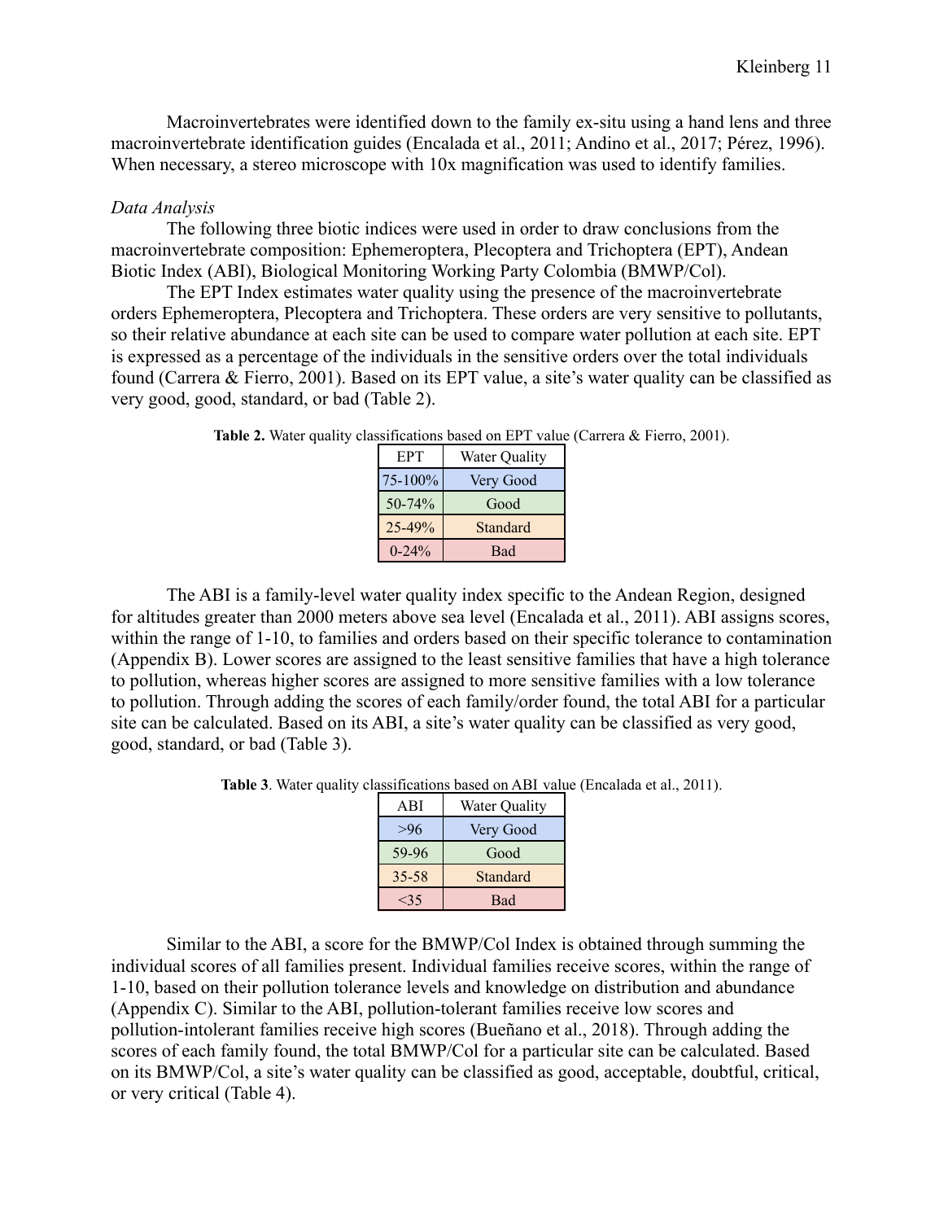Macroinvertebrates were identified down to the family ex-situ using a hand lens and three macroinvertebrate identification guides (Encalada et al., 2011; Andino et al., 2017; Pérez, 1996). When necessary, a stereo microscope with 10x magnification was used to identify families.

*Data Analysis*

The following three biotic indices were used in order to draw conclusions from the macroinvertebrate composition: Ephemeroptera, Plecoptera and Trichoptera (EPT), Andean Biotic Index (ABI), Biological Monitoring Working Party Colombia (BMWP/Col).

The EPT Index estimates water quality using the presence of the macroinvertebrate orders Ephemeroptera, Plecoptera and Trichoptera. These orders are very sensitive to pollutants, so their relative abundance at each site can be used to compare water pollution at each site. EPT is expressed as a percentage of the individuals in the sensitive orders over the total individuals found (Carrera & Fierro, 2001). Based on its EPT value, a site's water quality can be classified as very good, good, standard, or bad (Table 2).

**Table 2.** Water quality classifications based on EPT value (Carrera & Fierro, 2001).

| EPT | Water Quality |
|---|---|
| 75-100% | Very Good |
| 50-74% | Good |
| 25-49% | Standard |
| 0-24% | Bad |

The ABI is a family-level water quality index specific to the Andean Region, designed for altitudes greater than 2000 meters above sea level (Encalada et al., 2011). ABI assigns scores, within the range of 1-10, to families and orders based on their specific tolerance to contamination (Appendix B). Lower scores are assigned to the least sensitive families that have a high tolerance to pollution, whereas higher scores are assigned to more sensitive families with a low tolerance to pollution. Through adding the scores of each family/order found, the total ABI for a particular site can be calculated. Based on its ABI, a site's water quality can be classified as very good, good, standard, or bad (Table 3).

**Table 3**. Water quality classifications based on ABI value (Encalada et al., 2011).

| ABI | Water Quality |
|---|---|
| >96 | Very Good |
| 59-96 | Good |
| 35-58 | Standard |
| <35 | Bad |

Similar to the ABI, a score for the BMWP/Col Index is obtained through summing the individual scores of all families present. Individual families receive scores, within the range of 1-10, based on their pollution tolerance levels and knowledge on distribution and abundance (Appendix C). Similar to the ABI, pollution-tolerant families receive low scores and pollution-intolerant families receive high scores (Bueñano et al., 2018). Through adding the scores of each family found, the total BMWP/Col for a particular site can be calculated. Based on its BMWP/Col, a site's water quality can be classified as good, acceptable, doubtful, critical, or very critical (Table 4).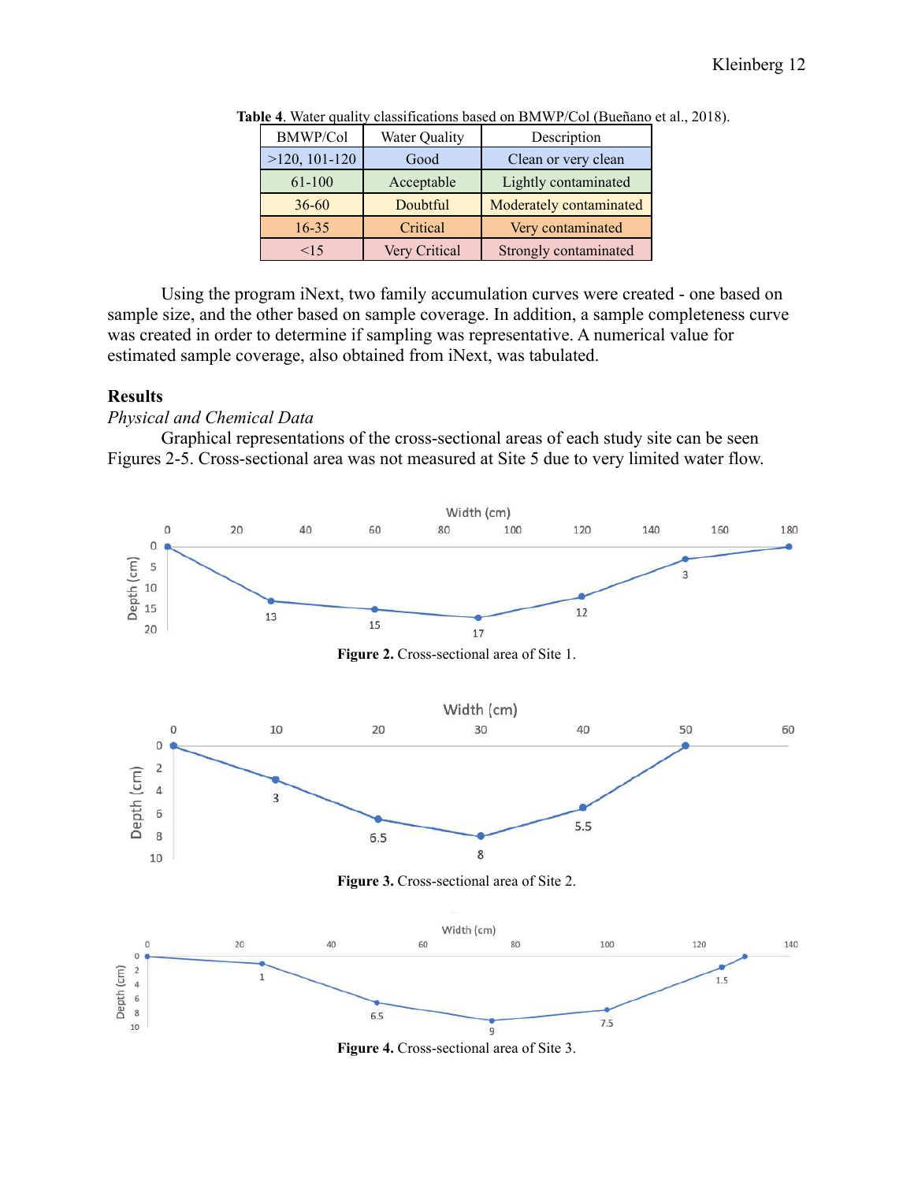**Table 4**. Water quality classifications based on BMWP/Col (Bueñano et al., 2018).

| BMWP/Col | Water Quality | Description |
|---|---|---|
| >120, 101-120 | Good | Clean or very clean |
| 61-100 | Acceptable | Lightly contaminated |
| 36-60 | Doubtful | Moderately contaminated |
| 16-35 | Critical | Very contaminated |
| <15 | Very Critical | Strongly contaminated |

Using the program iNext, two family accumulation curves were created - one based on sample size, and the other based on sample coverage. In addition, a sample completeness curve was created in order to determine if sampling was representative. A numerical value for estimated sample coverage, also obtained from iNext, was tabulated.

## Results

*Physical and Chemical Data*

Graphical representations of the cross-sectional areas of each study site can be seen Figures 2-5. Cross-sectional area was not measured at Site 5 due to very limited water flow.

**Figure 2.** Cross-sectional area of Site 1.

**Figure 3.** Cross-sectional area of Site 2.

**Figure 4.** Cross-sectional area of Site 3.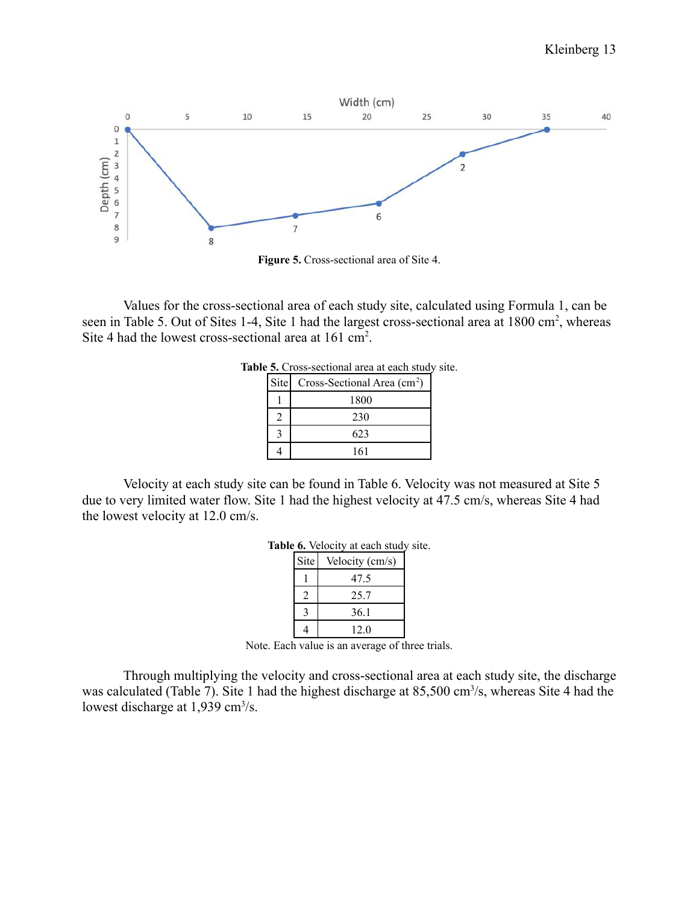**Figure 5.** Cross-sectional area of Site 4.

Values for the cross-sectional area of each study site, calculated using Formula 1, can be seen in Table 5. Out of Sites 1-4, Site 1 had the largest cross-sectional area at 1800 $cm^2$, whereas Site 4 had the lowest cross-sectional area at 161 $cm^2$.

**Table 5.** Cross-sectional area at each study site.

| Site | Cross-Sectional Area ($cm^2$) |
|---|---|
| 1 | 1800 |
| 2 | 230 |
| 3 | 623 |
| 4 | 161 |

Velocity at each study site can be found in Table 6. Velocity was not measured at Site 5 due to very limited water flow. Site 1 had the highest velocity at 47.5 cm/s, whereas Site 4 had the lowest velocity at 12.0 cm/s.

**Table 6.** Velocity at each study site.

| Site | Velocity (cm/s) |
|---|---|
| 1 | 47.5 |
| 2 | 25.7 |
| 3 | 36.1 |
| 4 | 12.0 |

Note. Each value is an average of three trials.

Through multiplying the velocity and cross-sectional area at each study site, the discharge was calculated (Table 7). Site 1 had the highest discharge at 85,500 $cm^3/s$, whereas Site 4 had the lowest discharge at 1,939 $cm^3/s$.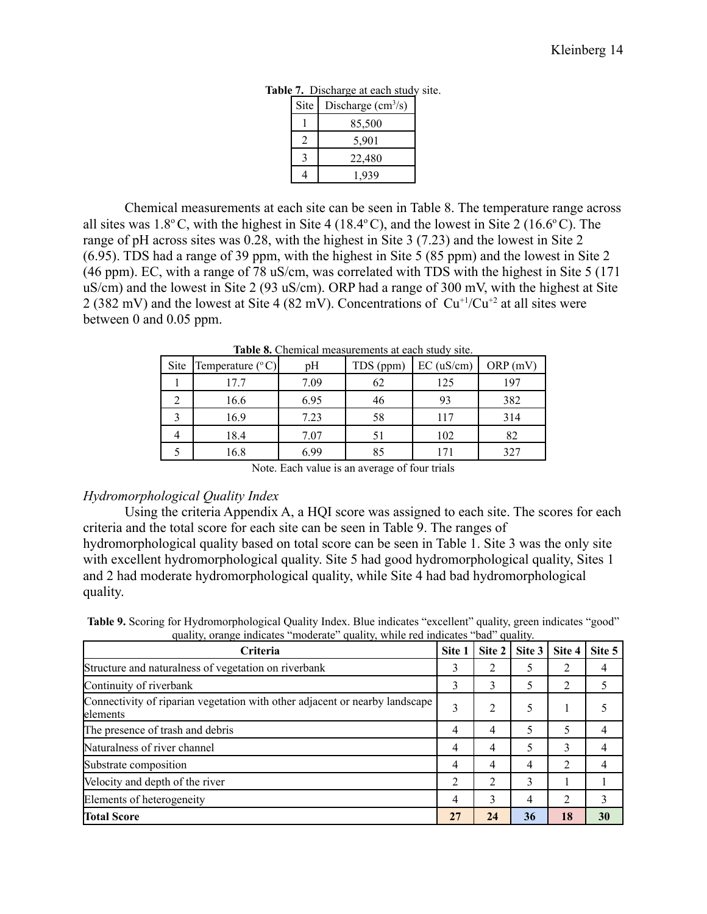**Table 7.** Discharge at each study site.

| Site | Discharge ($cm^3/s$) |
|---|---|
| 1 | 85,500 |
| 2 | 5,901 |
| 3 | 22,480 |
| 4 | 1,939 |

Chemical measurements at each site can be seen in Table 8. The temperature range across all sites was 1.8$^{\circ}$C, with the highest in Site 4 (18.4$^{\circ}$C), and the lowest in Site 2 (16.6$^{\circ}$C). The range of pH across sites was 0.28, with the highest in Site 3 (7.23) and the lowest in Site 2 (6.95). TDS had a range of 39 ppm, with the highest in Site 5 (85 ppm) and the lowest in Site 2 (46 ppm). EC, with a range of 78 uS/cm, was correlated with TDS with the highest in Site 5 (171 uS/cm) and the lowest in Site 2 (93 uS/cm). ORP had a range of 300 mV, with the highest at Site 2 (382 mV) and the lowest at Site 4 (82 mV). Concentrations of $Cu^{+1}/Cu^{+2}$ at all sites were between 0 and 0.05 ppm.

**Table 8.** Chemical measurements at each study site.

| Site | Temperature ($^{\circ}$C) | pH | TDS (ppm) | EC (uS/cm) | ORP (mV) |
|---|---|---|---|---|---|
| 1 | 17.7 | 7.09 | 62 | 125 | 197 |
| 2 | 16.6 | 6.95 | 46 | 93 | 382 |
| 3 | 16.9 | 7.23 | 58 | 117 | 314 |
| 4 | 18.4 | 7.07 | 51 | 102 | 82 |
| 5 | 16.8 | 6.99 | 85 | 171 | 327 |

Note. Each value is an average of four trials

### *Hydromorphological Quality Index*

Using the criteria Appendix A, a HQI score was assigned to each site. The scores for each criteria and the total score for each site can be seen in Table 9. The ranges of hydromorphological quality based on total score can be seen in Table 1. Site 3 was the only site with excellent hydromorphological quality. Site 5 had good hydromorphological quality, Sites 1 and 2 had moderate hydromorphological quality, while Site 4 had bad hydromorphological quality.

**Table 9.** Scoring for Hydromorphological Quality Index. Blue indicates "excellent" quality, green indicates "good" quality, orange indicates "moderate" quality, while red indicates "bad" quality.

| Criteria | Site 1 | Site 2 | Site 3 | Site 4 | Site 5 |
|---|---|---|---|---|---|
| Structure and naturalness of vegetation on riverbank | 3 | 2 | 5 | 2 | 4 |
| Continuity of riverbank | 3 | 3 | 5 | 2 | 5 |
| Connectivity of riparian vegetation with other adjacent or nearby landscape elements | 3 | 2 | 5 | 1 | 5 |
| The presence of trash and debris | 4 | 4 | 5 | 5 | 4 |
| Naturalness of river channel | 4 | 4 | 5 | 3 | 4 |
| Substrate composition | 4 | 4 | 4 | 2 | 4 |
| Velocity and depth of the river | 2 | 2 | 3 | 1 | 1 |
| Elements of heterogeneity | 4 | 3 | 4 | 2 | 3 |
| **Total Score** | **27** | **24** | **36** | **18** | **30** |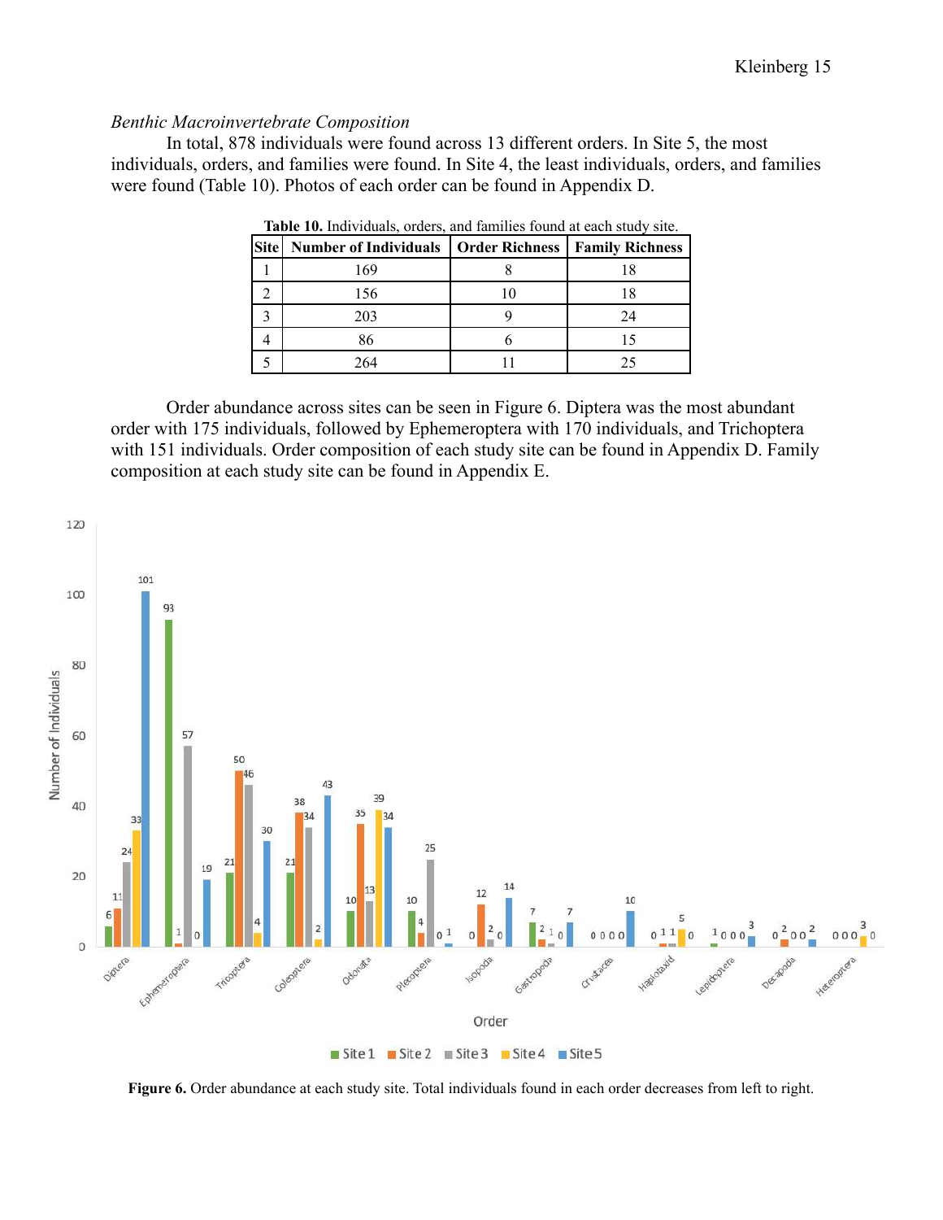*Benthic Macroinvertebrate Composition*

In total, 878 individuals were found across 13 different orders. In Site 5, the most individuals, orders, and families were found. In Site 4, the least individuals, orders, and families were found (Table 10). Photos of each order can be found in Appendix D.

**Table 10.** Individuals, orders, and families found at each study site.

| Site | Number of Individuals | Order Richness | Family Richness |
|---|---|---|---|
| 1 | 169 | 8 | 18 |
| 2 | 156 | 10 | 18 |
| 3 | 203 | 9 | 24 |
| 4 | 86 | 6 | 15 |
| 5 | 264 | 11 | 25 |

Order abundance across sites can be seen in Figure 6. Diptera was the most abundant order with 175 individuals, followed by Ephemeroptera with 170 individuals, and Trichoptera with 151 individuals. Order composition of each study site can be found in Appendix D. Family composition at each study site can be found in Appendix E.

**Figure 6.** Order abundance at each study site. Total individuals found in each order decreases from left to right.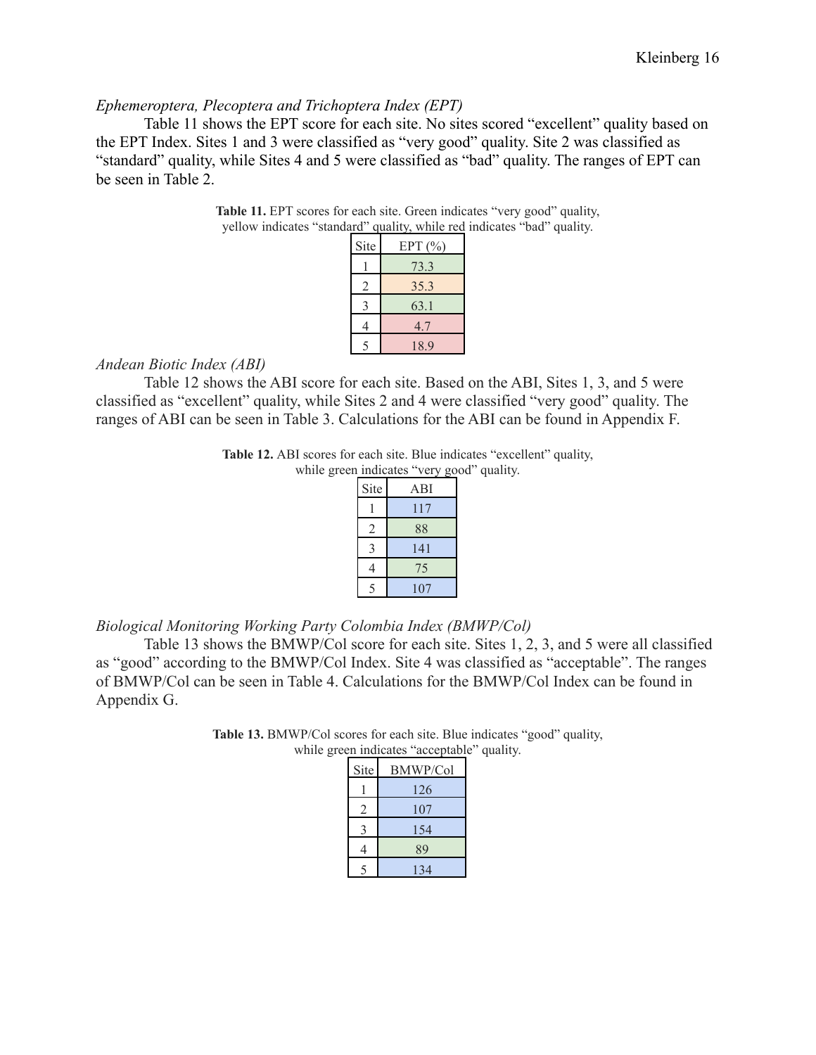*Ephemeroptera, Plecoptera and Trichoptera Index (EPT)*

Table 11 shows the EPT score for each site. No sites scored "excellent" quality based on the EPT Index. Sites 1 and 3 were classified as "very good" quality. Site 2 was classified as "standard" quality, while Sites 4 and 5 were classified as "bad" quality. The ranges of EPT can be seen in Table 2.

**Table 11.** EPT scores for each site. Green indicates "very good" quality, yellow indicates "standard" quality, while red indicates "bad" quality.

| Site | EPT (%) |
|---|---|
| 1 | 73.3 |
| 2 | 35.3 |
| 3 | 63.1 |
| 4 | 4.7 |
| 5 | 18.9 |

*Andean Biotic Index (ABI)*

Table 12 shows the ABI score for each site. Based on the ABI, Sites 1, 3, and 5 were classified as "excellent" quality, while Sites 2 and 4 were classified "very good" quality. The ranges of ABI can be seen in Table 3. Calculations for the ABI can be found in Appendix F.

**Table 12.** ABI scores for each site. Blue indicates "excellent" quality, while green indicates "very good" quality.

| Site | ABI |
|---|---|
| 1 | 117 |
| 2 | 88 |
| 3 | 141 |
| 4 | 75 |
| 5 | 107 |

*Biological Monitoring Working Party Colombia Index (BMWP/Col)*

Table 13 shows the BMWP/Col score for each site. Sites 1, 2, 3, and 5 were all classified as "good" according to the BMWP/Col Index. Site 4 was classified as "acceptable". The ranges of BMWP/Col can be seen in Table 4. Calculations for the BMWP/Col Index can be found in Appendix G.

**Table 13.** BMWP/Col scores for each site. Blue indicates "good" quality, while green indicates "acceptable" quality.

| Site | BMWP/Col |
|---|---|
| 1 | 126 |
| 2 | 107 |
| 3 | 154 |
| 4 | 89 |
| 5 | 134 |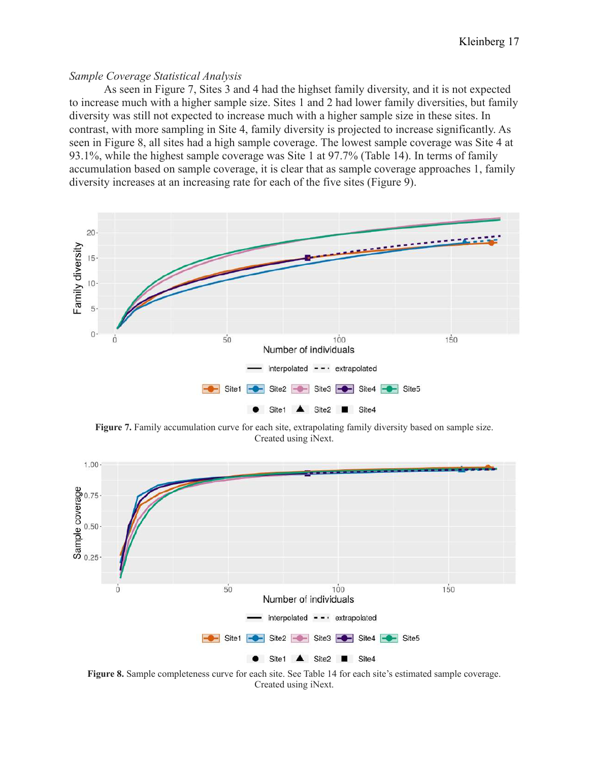*Sample Coverage Statistical Analysis*

As seen in Figure 7, Sites 3 and 4 had the highset family diversity, and it is not expected to increase much with a higher sample size. Sites 1 and 2 had lower family diversities, but family diversity was still not expected to increase much with a higher sample size in these sites. In contrast, with more sampling in Site 4, family diversity is projected to increase significantly. As seen in Figure 8, all sites had a high sample coverage. The lowest sample coverage was Site 4 at 93.1%, while the highest sample coverage was Site 1 at 97.7% (Table 14). In terms of family accumulation based on sample coverage, it is clear that as sample coverage approaches 1, family diversity increases at an increasing rate for each of the five sites (Figure 9).

**Figure 7.** Family accumulation curve for each site, extrapolating family diversity based on sample size. Created using iNext.

**Figure 8.** Sample completeness curve for each site. See Table 14 for each site's estimated sample coverage. Created using iNext.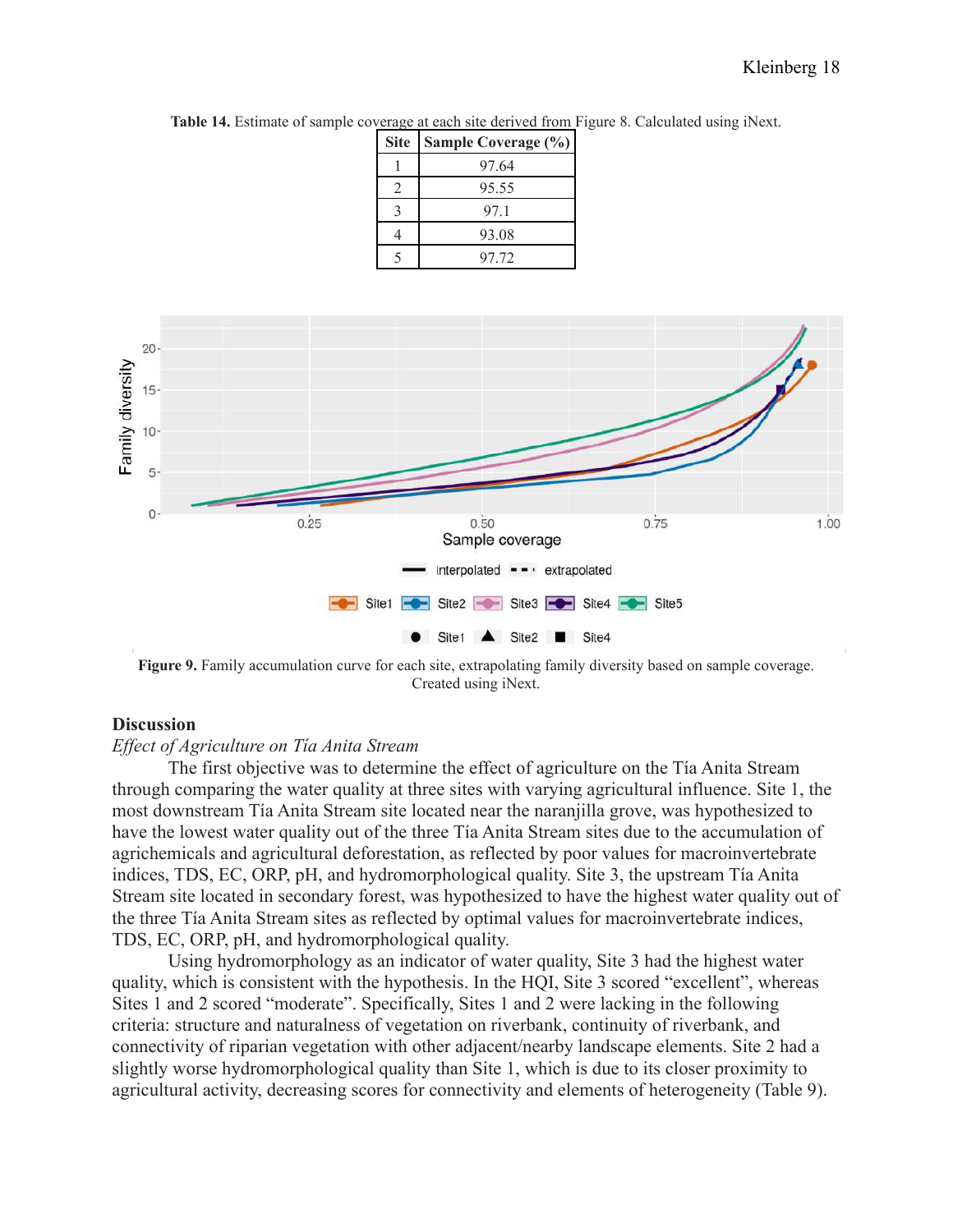**Table 14.** Estimate of sample coverage at each site derived from Figure 8. Calculated using iNext.

| Site | Sample Coverage (%) |
|---|---|
| 1 | 97.64 |
| 2 | 95.55 |
| 3 | 97.1 |
| 4 | 93.08 |
| 5 | 97.72 |

**Figure 9.** Family accumulation curve for each site, extrapolating family diversity based on sample coverage. Created using iNext.

## Discussion

*Effect of Agriculture on Tía Anita Stream*

The first objective was to determine the effect of agriculture on the Tía Anita Stream through comparing the water quality at three sites with varying agricultural influence. Site 1, the most downstream Tía Anita Stream site located near the naranjilla grove, was hypothesized to have the lowest water quality out of the three Tía Anita Stream sites due to the accumulation of agrichemicals and agricultural deforestation, as reflected by poor values for macroinvertebrate indices, TDS, EC, ORP, pH, and hydromorphological quality. Site 3, the upstream Tía Anita Stream site located in secondary forest, was hypothesized to have the highest water quality out of the three Tía Anita Stream sites as reflected by optimal values for macroinvertebrate indices, TDS, EC, ORP, pH, and hydromorphological quality.

Using hydromorphology as an indicator of water quality, Site 3 had the highest water quality, which is consistent with the hypothesis. In the HQI, Site 3 scored "excellent", whereas Sites 1 and 2 scored "moderate". Specifically, Sites 1 and 2 were lacking in the following criteria: structure and naturalness of vegetation on riverbank, continuity of riverbank, and connectivity of riparian vegetation with other adjacent/nearby landscape elements. Site 2 had a slightly worse hydromorphological quality than Site 1, which is due to its closer proximity to agricultural activity, decreasing scores for connectivity and elements of heterogeneity (Table 9).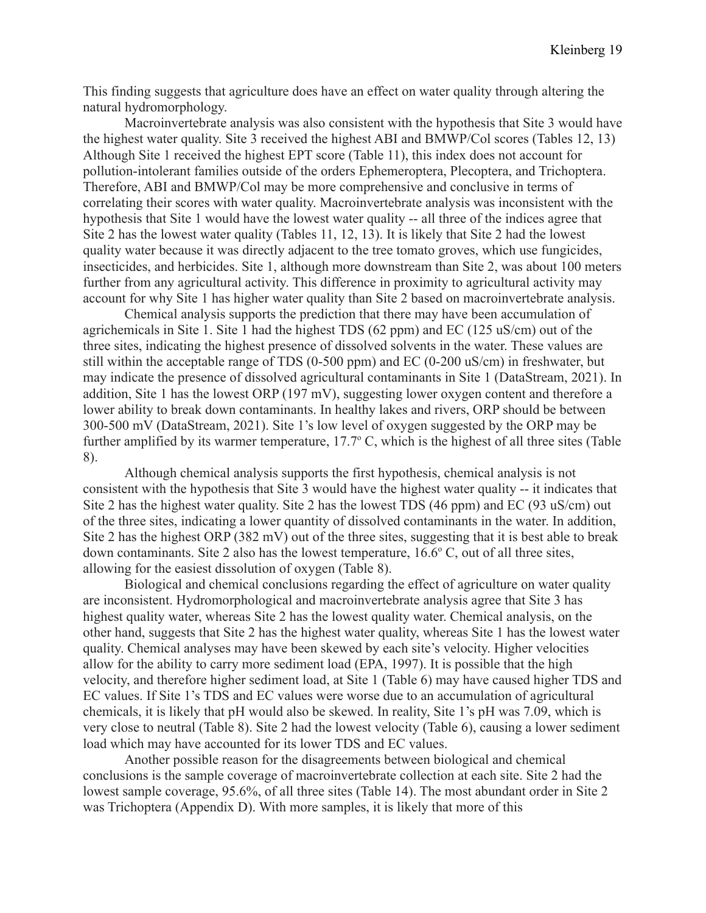This finding suggests that agriculture does have an effect on water quality through altering the natural hydromorphology.

Macroinvertebrate analysis was also consistent with the hypothesis that Site 3 would have the highest water quality. Site 3 received the highest ABI and BMWP/Col scores (Tables 12, 13) Although Site 1 received the highest EPT score (Table 11), this index does not account for pollution-intolerant families outside of the orders Ephemeroptera, Plecoptera, and Trichoptera. Therefore, ABI and BMWP/Col may be more comprehensive and conclusive in terms of correlating their scores with water quality. Macroinvertebrate analysis was inconsistent with the hypothesis that Site 1 would have the lowest water quality -- all three of the indices agree that Site 2 has the lowest water quality (Tables 11, 12, 13). It is likely that Site 2 had the lowest quality water because it was directly adjacent to the tree tomato groves, which use fungicides, insecticides, and herbicides. Site 1, although more downstream than Site 2, was about 100 meters further from any agricultural activity. This difference in proximity to agricultural activity may account for why Site 1 has higher water quality than Site 2 based on macroinvertebrate analysis.

Chemical analysis supports the prediction that there may have been accumulation of agrichemicals in Site 1. Site 1 had the highest TDS (62 ppm) and EC (125 uS/cm) out of the three sites, indicating the highest presence of dissolved solvents in the water. These values are still within the acceptable range of TDS (0-500 ppm) and EC (0-200 uS/cm) in freshwater, but may indicate the presence of dissolved agricultural contaminants in Site 1 (DataStream, 2021). In addition, Site 1 has the lowest ORP (197 mV), suggesting lower oxygen content and therefore a lower ability to break down contaminants. In healthy lakes and rivers, ORP should be between 300-500 mV (DataStream, 2021). Site 1's low level of oxygen suggested by the ORP may be further amplified by its warmer temperature, 17.7º C, which is the highest of all three sites (Table 8).

Although chemical analysis supports the first hypothesis, chemical analysis is not consistent with the hypothesis that Site 3 would have the highest water quality -- it indicates that Site 2 has the highest water quality. Site 2 has the lowest TDS (46 ppm) and EC (93 uS/cm) out of the three sites, indicating a lower quantity of dissolved contaminants in the water. In addition, Site 2 has the highest ORP (382 mV) out of the three sites, suggesting that it is best able to break down contaminants. Site 2 also has the lowest temperature, 16.6º C, out of all three sites, allowing for the easiest dissolution of oxygen (Table 8).

Biological and chemical conclusions regarding the effect of agriculture on water quality are inconsistent. Hydromorphological and macroinvertebrate analysis agree that Site 3 has highest quality water, whereas Site 2 has the lowest quality water. Chemical analysis, on the other hand, suggests that Site 2 has the highest water quality, whereas Site 1 has the lowest water quality. Chemical analyses may have been skewed by each site's velocity. Higher velocities allow for the ability to carry more sediment load (EPA, 1997). It is possible that the high velocity, and therefore higher sediment load, at Site 1 (Table 6) may have caused higher TDS and EC values. If Site 1's TDS and EC values were worse due to an accumulation of agricultural chemicals, it is likely that pH would also be skewed. In reality, Site 1's pH was 7.09, which is very close to neutral (Table 8). Site 2 had the lowest velocity (Table 6), causing a lower sediment load which may have accounted for its lower TDS and EC values.

Another possible reason for the disagreements between biological and chemical conclusions is the sample coverage of macroinvertebrate collection at each site. Site 2 had the lowest sample coverage, 95.6%, of all three sites (Table 14). The most abundant order in Site 2 was Trichoptera (Appendix D). With more samples, it is likely that more of this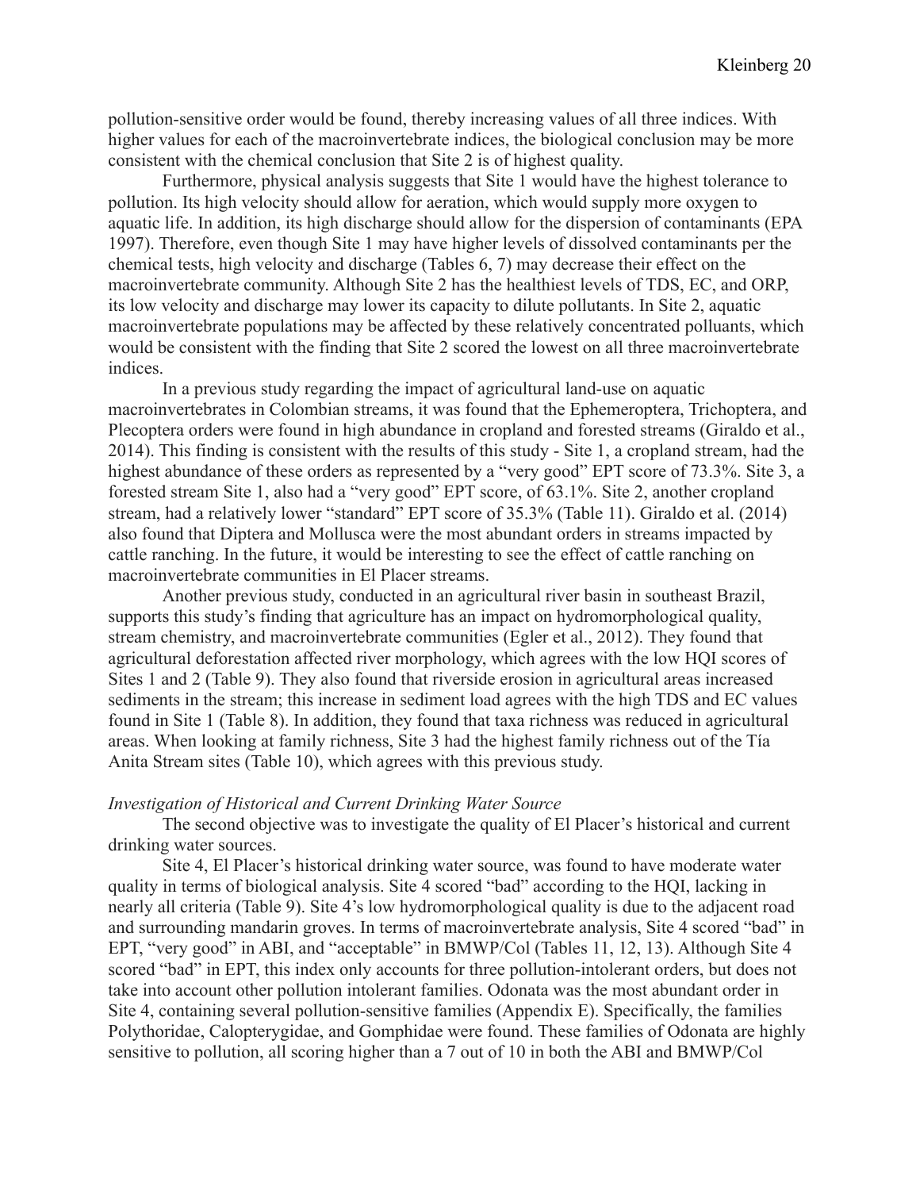pollution-sensitive order would be found, thereby increasing values of all three indices. With higher values for each of the macroinvertebrate indices, the biological conclusion may be more consistent with the chemical conclusion that Site 2 is of highest quality.

Furthermore, physical analysis suggests that Site 1 would have the highest tolerance to pollution. Its high velocity should allow for aeration, which would supply more oxygen to aquatic life. In addition, its high discharge should allow for the dispersion of contaminants (EPA 1997). Therefore, even though Site 1 may have higher levels of dissolved contaminants per the chemical tests, high velocity and discharge (Tables 6, 7) may decrease their effect on the macroinvertebrate community. Although Site 2 has the healthiest levels of TDS, EC, and ORP, its low velocity and discharge may lower its capacity to dilute pollutants. In Site 2, aquatic macroinvertebrate populations may be affected by these relatively concentrated polluants, which would be consistent with the finding that Site 2 scored the lowest on all three macroinvertebrate indices.

In a previous study regarding the impact of agricultural land-use on aquatic macroinvertebrates in Colombian streams, it was found that the Ephemeroptera, Trichoptera, and Plecoptera orders were found in high abundance in cropland and forested streams (Giraldo et al., 2014). This finding is consistent with the results of this study - Site 1, a cropland stream, had the highest abundance of these orders as represented by a "very good" EPT score of 73.3%. Site 3, a forested stream Site 1, also had a "very good" EPT score, of 63.1%. Site 2, another cropland stream, had a relatively lower "standard" EPT score of 35.3% (Table 11). Giraldo et al. (2014) also found that Diptera and Mollusca were the most abundant orders in streams impacted by cattle ranching. In the future, it would be interesting to see the effect of cattle ranching on macroinvertebrate communities in El Placer streams.

Another previous study, conducted in an agricultural river basin in southeast Brazil, supports this study's finding that agriculture has an impact on hydromorphological quality, stream chemistry, and macroinvertebrate communities (Egler et al., 2012). They found that agricultural deforestation affected river morphology, which agrees with the low HQI scores of Sites 1 and 2 (Table 9). They also found that riverside erosion in agricultural areas increased sediments in the stream; this increase in sediment load agrees with the high TDS and EC values found in Site 1 (Table 8). In addition, they found that taxa richness was reduced in agricultural areas. When looking at family richness, Site 3 had the highest family richness out of the Tía Anita Stream sites (Table 10), which agrees with this previous study.

*Investigation of Historical and Current Drinking Water Source*

The second objective was to investigate the quality of El Placer's historical and current drinking water sources.

Site 4, El Placer's historical drinking water source, was found to have moderate water quality in terms of biological analysis. Site 4 scored "bad" according to the HQI, lacking in nearly all criteria (Table 9). Site 4's low hydromorphological quality is due to the adjacent road and surrounding mandarin groves. In terms of macroinvertebrate analysis, Site 4 scored "bad" in EPT, "very good" in ABI, and "acceptable" in BMWP/Col (Tables 11, 12, 13). Although Site 4 scored "bad" in EPT, this index only accounts for three pollution-intolerant orders, but does not take into account other pollution intolerant families. Odonata was the most abundant order in Site 4, containing several pollution-sensitive families (Appendix E). Specifically, the families Polythoridae, Calopterygidae, and Gomphidae were found. These families of Odonata are highly sensitive to pollution, all scoring higher than a 7 out of 10 in both the ABI and BMWP/Col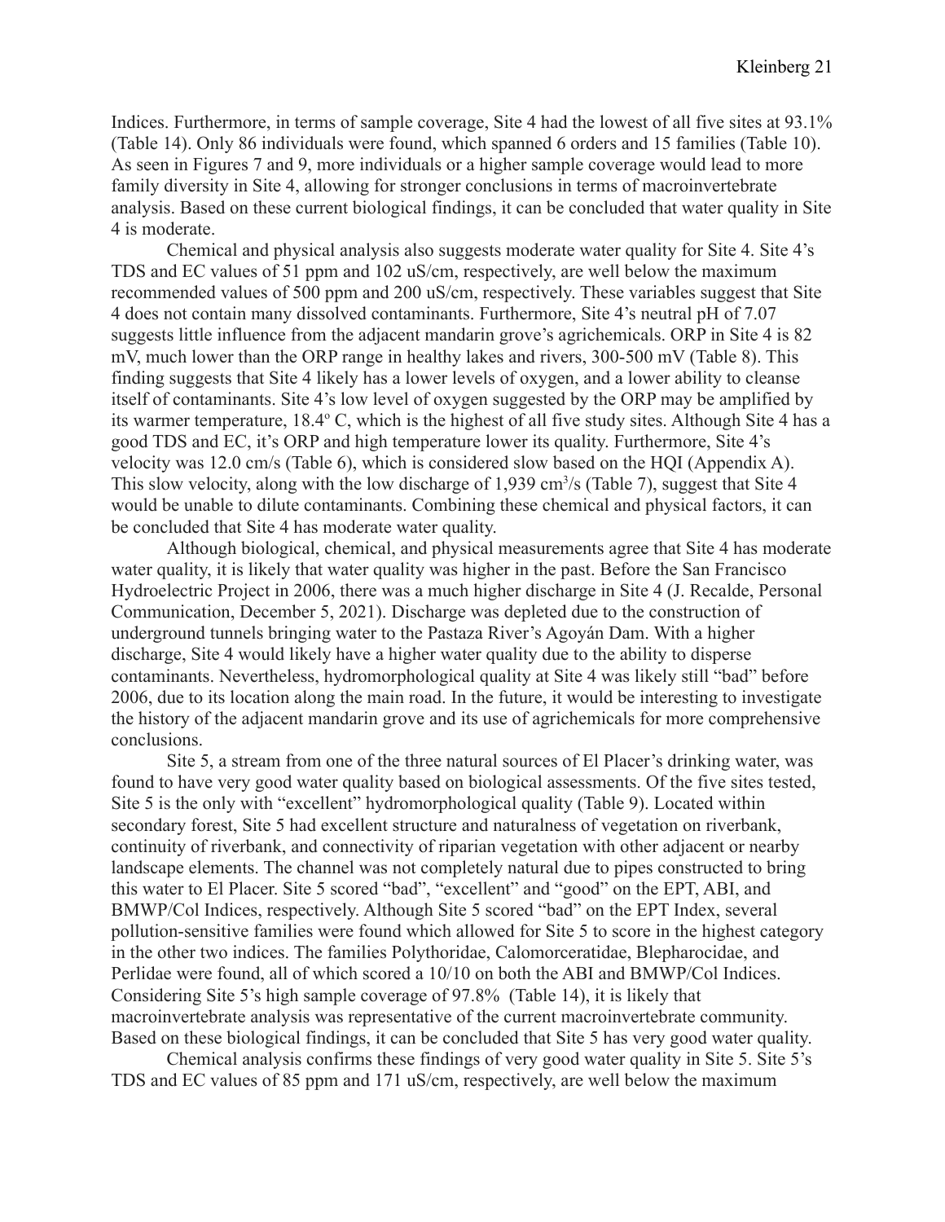Indices. Furthermore, in terms of sample coverage, Site 4 had the lowest of all five sites at 93.1% (Table 14). Only 86 individuals were found, which spanned 6 orders and 15 families (Table 10). As seen in Figures 7 and 9, more individuals or a higher sample coverage would lead to more family diversity in Site 4, allowing for stronger conclusions in terms of macroinvertebrate analysis. Based on these current biological findings, it can be concluded that water quality in Site 4 is moderate.

Chemical and physical analysis also suggests moderate water quality for Site 4. Site 4's TDS and EC values of 51 ppm and 102 uS/cm, respectively, are well below the maximum recommended values of 500 ppm and 200 uS/cm, respectively. These variables suggest that Site 4 does not contain many dissolved contaminants. Furthermore, Site 4's neutral pH of 7.07 suggests little influence from the adjacent mandarin grove's agrichemicals. ORP in Site 4 is 82 mV, much lower than the ORP range in healthy lakes and rivers, 300-500 mV (Table 8). This finding suggests that Site 4 likely has a lower levels of oxygen, and a lower ability to cleanse itself of contaminants. Site 4's low level of oxygen suggested by the ORP may be amplified by its warmer temperature, 18.4º C, which is the highest of all five study sites. Although Site 4 has a good TDS and EC, it's ORP and high temperature lower its quality. Furthermore, Site 4's velocity was 12.0 cm/s (Table 6), which is considered slow based on the HQI (Appendix A). This slow velocity, along with the low discharge of 1,939 $cm^3$/s (Table 7), suggest that Site 4 would be unable to dilute contaminants. Combining these chemical and physical factors, it can be concluded that Site 4 has moderate water quality.

Although biological, chemical, and physical measurements agree that Site 4 has moderate water quality, it is likely that water quality was higher in the past. Before the San Francisco Hydroelectric Project in 2006, there was a much higher discharge in Site 4 (J. Recalde, Personal Communication, December 5, 2021). Discharge was depleted due to the construction of underground tunnels bringing water to the Pastaza River's Agoyán Dam. With a higher discharge, Site 4 would likely have a higher water quality due to the ability to disperse contaminants. Nevertheless, hydromorphological quality at Site 4 was likely still "bad" before 2006, due to its location along the main road. In the future, it would be interesting to investigate the history of the adjacent mandarin grove and its use of agrichemicals for more comprehensive conclusions.

Site 5, a stream from one of the three natural sources of El Placer's drinking water, was found to have very good water quality based on biological assessments. Of the five sites tested, Site 5 is the only with "excellent" hydromorphological quality (Table 9). Located within secondary forest, Site 5 had excellent structure and naturalness of vegetation on riverbank, continuity of riverbank, and connectivity of riparian vegetation with other adjacent or nearby landscape elements. The channel was not completely natural due to pipes constructed to bring this water to El Placer. Site 5 scored "bad", "excellent" and "good" on the EPT, ABI, and BMWP/Col Indices, respectively. Although Site 5 scored "bad" on the EPT Index, several pollution-sensitive families were found which allowed for Site 5 to score in the highest category in the other two indices. The families Polythoridae, Calomorceratidae, Blepharocidae, and Perlidae were found, all of which scored a 10/10 on both the ABI and BMWP/Col Indices. Considering Site 5's high sample coverage of 97.8% (Table 14), it is likely that macroinvertebrate analysis was representative of the current macroinvertebrate community. Based on these biological findings, it can be concluded that Site 5 has very good water quality.

Chemical analysis confirms these findings of very good water quality in Site 5. Site 5's TDS and EC values of 85 ppm and 171 uS/cm, respectively, are well below the maximum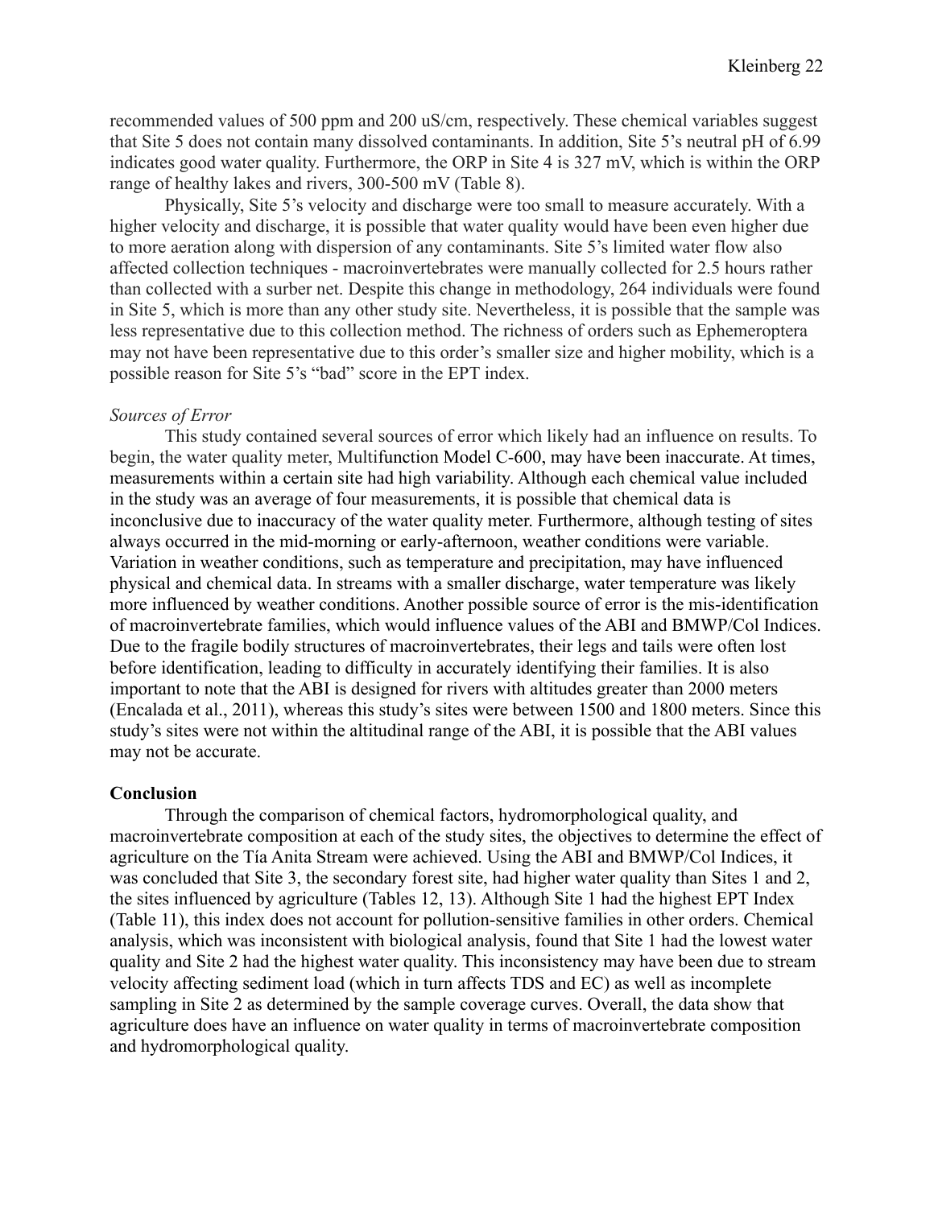recommended values of 500 ppm and 200 uS/cm, respectively. These chemical variables suggest that Site 5 does not contain many dissolved contaminants. In addition, Site 5's neutral pH of 6.99 indicates good water quality. Furthermore, the ORP in Site 4 is 327 mV, which is within the ORP range of healthy lakes and rivers, 300-500 mV (Table 8).

Physically, Site 5's velocity and discharge were too small to measure accurately. With a higher velocity and discharge, it is possible that water quality would have been even higher due to more aeration along with dispersion of any contaminants. Site 5's limited water flow also affected collection techniques - macroinvertebrates were manually collected for 2.5 hours rather than collected with a surber net. Despite this change in methodology, 264 individuals were found in Site 5, which is more than any other study site. Nevertheless, it is possible that the sample was less representative due to this collection method. The richness of orders such as Ephemeroptera may not have been representative due to this order's smaller size and higher mobility, which is a possible reason for Site 5's "bad" score in the EPT index.

*Sources of Error*

This study contained several sources of error which likely had an influence on results. To begin, the water quality meter, Multifunction Model C-600, may have been inaccurate. At times, measurements within a certain site had high variability. Although each chemical value included in the study was an average of four measurements, it is possible that chemical data is inconclusive due to inaccuracy of the water quality meter. Furthermore, although testing of sites always occurred in the mid-morning or early-afternoon, weather conditions were variable. Variation in weather conditions, such as temperature and precipitation, may have influenced physical and chemical data. In streams with a smaller discharge, water temperature was likely more influenced by weather conditions. Another possible source of error is the mis-identification of macroinvertebrate families, which would influence values of the ABI and BMWP/Col Indices. Due to the fragile bodily structures of macroinvertebrates, their legs and tails were often lost before identification, leading to difficulty in accurately identifying their families. It is also important to note that the ABI is designed for rivers with altitudes greater than 2000 meters (Encalada et al., 2011), whereas this study's sites were between 1500 and 1800 meters. Since this study's sites were not within the altitudinal range of the ABI, it is possible that the ABI values may not be accurate.

## Conclusion

Through the comparison of chemical factors, hydromorphological quality, and macroinvertebrate composition at each of the study sites, the objectives to determine the effect of agriculture on the Tía Anita Stream were achieved. Using the ABI and BMWP/Col Indices, it was concluded that Site 3, the secondary forest site, had higher water quality than Sites 1 and 2, the sites influenced by agriculture (Tables 12, 13). Although Site 1 had the highest EPT Index (Table 11), this index does not account for pollution-sensitive families in other orders. Chemical analysis, which was inconsistent with biological analysis, found that Site 1 had the lowest water quality and Site 2 had the highest water quality. This inconsistency may have been due to stream velocity affecting sediment load (which in turn affects TDS and EC) as well as incomplete sampling in Site 2 as determined by the sample coverage curves. Overall, the data show that agriculture does have an influence on water quality in terms of macroinvertebrate composition and hydromorphological quality.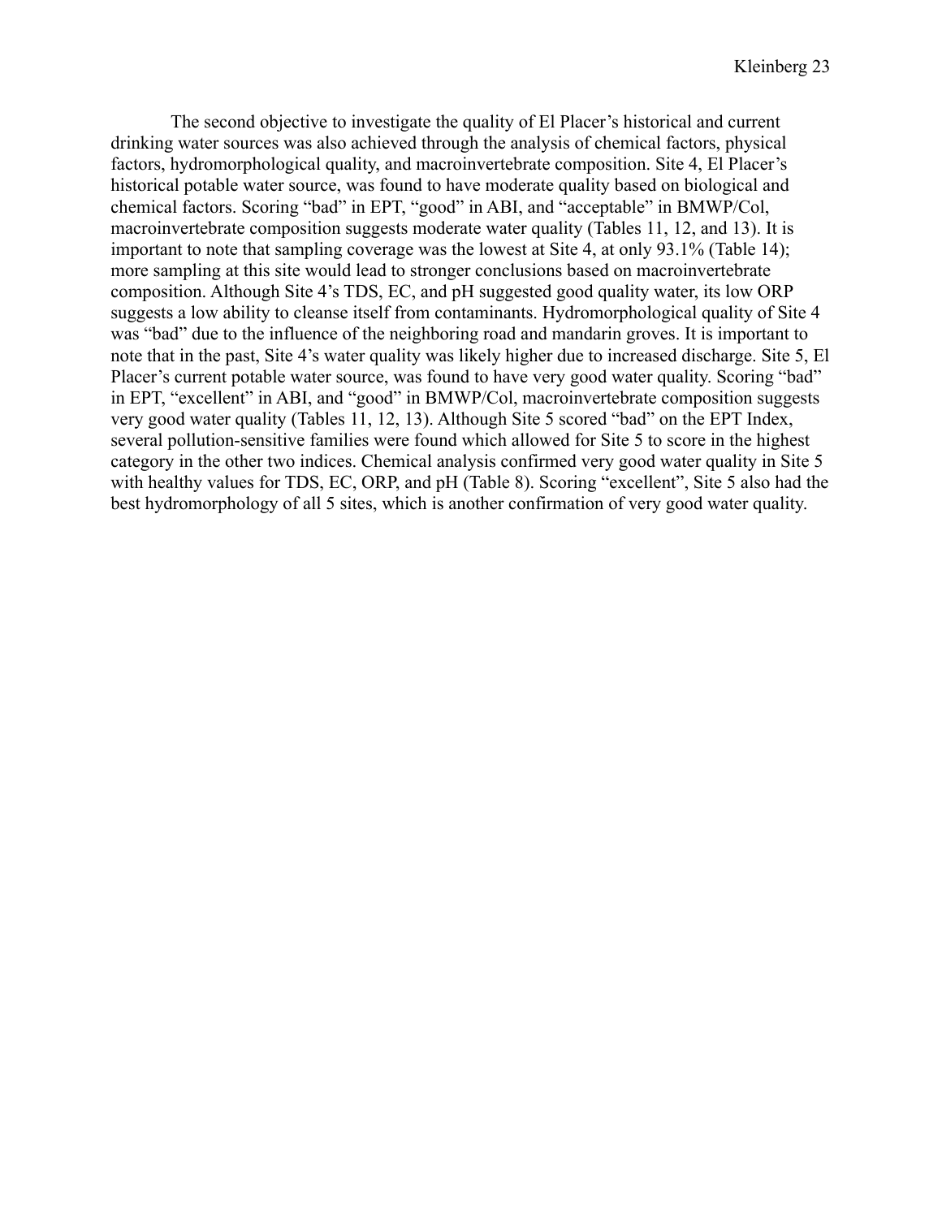The second objective to investigate the quality of El Placer's historical and current drinking water sources was also achieved through the analysis of chemical factors, physical factors, hydromorphological quality, and macroinvertebrate composition. Site 4, El Placer's historical potable water source, was found to have moderate quality based on biological and chemical factors. Scoring "bad" in EPT, "good" in ABI, and "acceptable" in BMWP/Col, macroinvertebrate composition suggests moderate water quality (Tables 11, 12, and 13). It is important to note that sampling coverage was the lowest at Site 4, at only 93.1% (Table 14); more sampling at this site would lead to stronger conclusions based on macroinvertebrate composition. Although Site 4's TDS, EC, and pH suggested good quality water, its low ORP suggests a low ability to cleanse itself from contaminants. Hydromorphological quality of Site 4 was "bad" due to the influence of the neighboring road and mandarin groves. It is important to note that in the past, Site 4's water quality was likely higher due to increased discharge. Site 5, El Placer's current potable water source, was found to have very good water quality. Scoring "bad" in EPT, "excellent" in ABI, and "good" in BMWP/Col, macroinvertebrate composition suggests very good water quality (Tables 11, 12, 13). Although Site 5 scored "bad" on the EPT Index, several pollution-sensitive families were found which allowed for Site 5 to score in the highest category in the other two indices. Chemical analysis confirmed very good water quality in Site 5 with healthy values for TDS, EC, ORP, and pH (Table 8). Scoring "excellent", Site 5 also had the best hydromorphology of all 5 sites, which is another confirmation of very good water quality.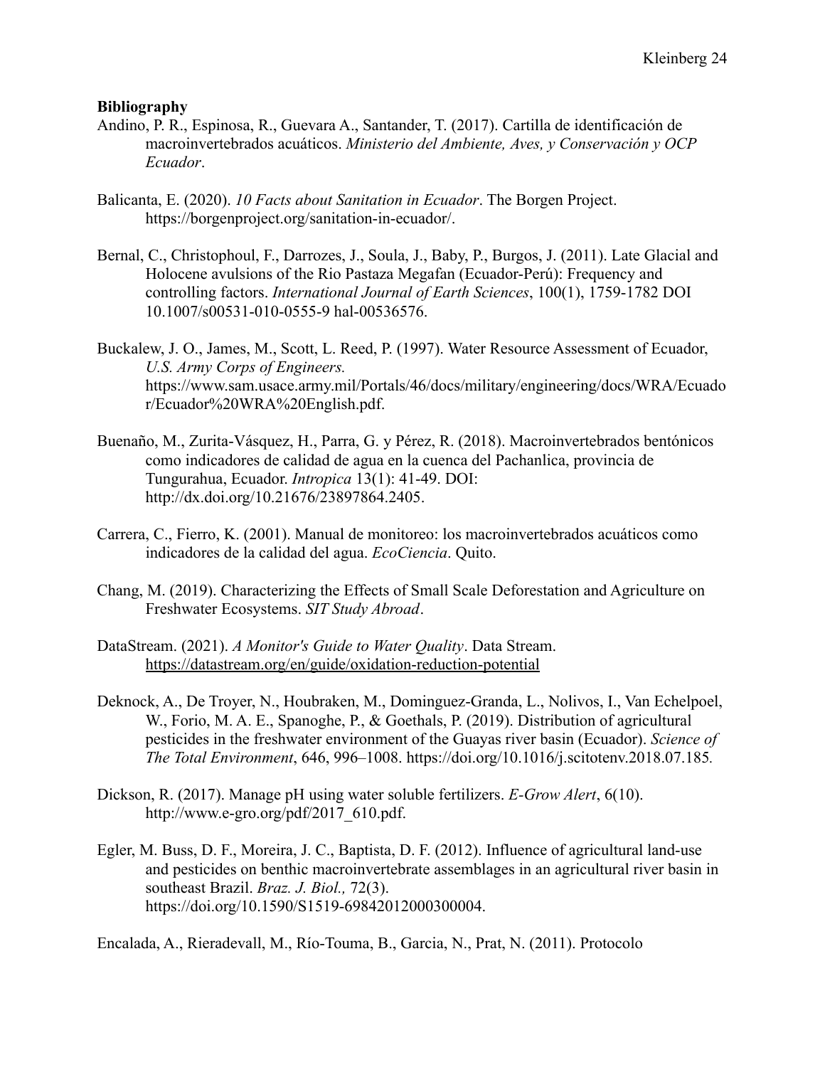**Bibliography**

Andino, P. R., Espinosa, R., Guevara A., Santander, T. (2017). Cartilla de identificación de macroinvertebrados acuáticos. *Ministerio del Ambiente, Aves, y Conservación y OCP Ecuador*.

Balicanta, E. (2020). *10 Facts about Sanitation in Ecuador*. The Borgen Project. https://borgenproject.org/sanitation-in-ecuador/.

Bernal, C., Christophoul, F., Darrozes, J., Soula, J., Baby, P., Burgos, J. (2011). Late Glacial and Holocene avulsions of the Rio Pastaza Megafan (Ecuador-Perú): Frequency and controlling factors. *International Journal of Earth Sciences*, 100(1), 1759-1782 DOI 10.1007/s00531-010-0555-9 hal-00536576.

Buckalew, J. O., James, M., Scott, L. Reed, P. (1997). Water Resource Assessment of Ecuador, *U.S. Army Corps of Engineers.* https://www.sam.usace.army.mil/Portals/46/docs/military/engineering/docs/WRA/Ecuador/Ecuador%20WRA%20English.pdf.

Buenaño, M., Zurita-Vásquez, H., Parra, G. y Pérez, R. (2018). Macroinvertebrados bentónicos como indicadores de calidad de agua en la cuenca del Pachanlica, provincia de Tungurahua, Ecuador. *Intropica* 13(1): 41-49. DOI: http://dx.doi.org/10.21676/23897864.2405.

Carrera, C., Fierro, K. (2001). Manual de monitoreo: los macroinvertebrados acuáticos como indicadores de la calidad del agua. *EcoCiencia*. Quito.

Chang, M. (2019). Characterizing the Effects of Small Scale Deforestation and Agriculture on Freshwater Ecosystems. *SIT Study Abroad*.

DataStream. (2021). *A Monitor's Guide to Water Quality*. Data Stream. https://datastream.org/en/guide/oxidation-reduction-potential

Deknock, A., De Troyer, N., Houbraken, M., Dominguez-Granda, L., Nolivos, I., Van Echelpoel, W., Forio, M. A. E., Spanoghe, P., & Goethals, P. (2019). Distribution of agricultural pesticides in the freshwater environment of the Guayas river basin (Ecuador). *Science of The Total Environment*, 646, 996–1008. https://doi.org/10.1016/j.scitotenv.2018.07.185.

Dickson, R. (2017). Manage pH using water soluble fertilizers. *E-Grow Alert*, 6(10). http://www.e-gro.org/pdf/2017_610.pdf.

Egler, M. Buss, D. F., Moreira, J. C., Baptista, D. F. (2012). Influence of agricultural land-use and pesticides on benthic macroinvertebrate assemblages in an agricultural river basin in southeast Brazil. *Braz. J. Biol.,* 72(3). https://doi.org/10.1590/S1519-69842012000300004.

Encalada, A., Rieradevall, M., Río-Touma, B., Garcia, N., Prat, N. (2011). Protocolo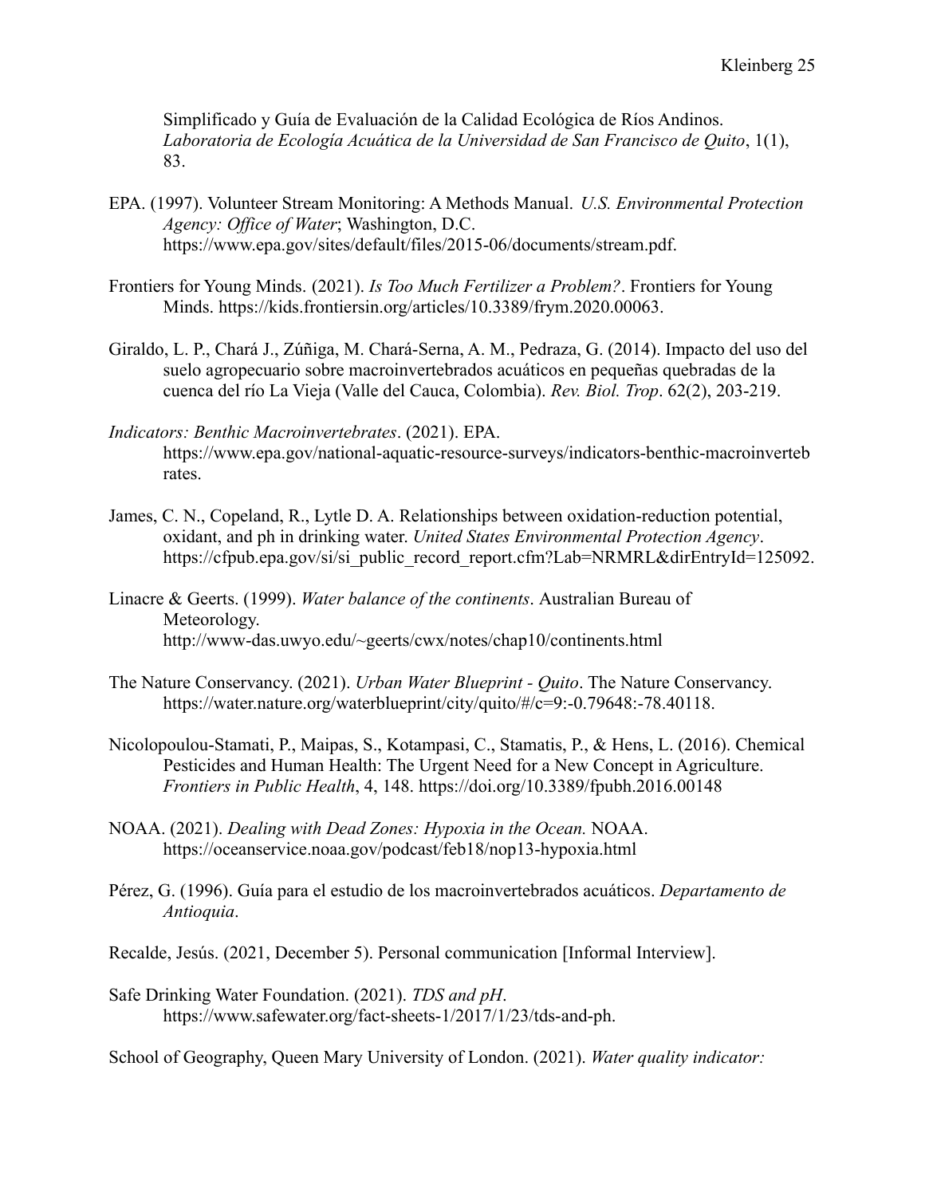Simplificado y Guía de Evaluación de la Calidad Ecológica de Ríos Andinos. *Laboratoria de Ecología Acuática de la Universidad de San Francisco de Quito*, 1(1), 83.

EPA. (1997). Volunteer Stream Monitoring: A Methods Manual. *U.S. Environmental Protection Agency: Office of Water*; Washington, D.C. https://www.epa.gov/sites/default/files/2015-06/documents/stream.pdf.

Frontiers for Young Minds. (2021). *Is Too Much Fertilizer a Problem?*. Frontiers for Young Minds. https://kids.frontiersin.org/articles/10.3389/frym.2020.00063.

Giraldo, L. P., Chará J., Zúñiga, M. Chará-Serna, A. M., Pedraza, G. (2014). Impacto del uso del suelo agropecuario sobre macroinvertebrados acuáticos en pequeñas quebradas de la cuenca del río La Vieja (Valle del Cauca, Colombia). *Rev. Biol. Trop*. 62(2), 203-219.

*Indicators: Benthic Macroinvertebrates*. (2021). EPA. https://www.epa.gov/national-aquatic-resource-surveys/indicators-benthic-macroinvertebrates.

James, C. N., Copeland, R., Lytle D. A. Relationships between oxidation-reduction potential, oxidant, and ph in drinking water. *United States Environmental Protection Agency*. https://cfpub.epa.gov/si/si_public_record_report.cfm?Lab=NRMRL&dirEntryId=125092.

Linacre & Geerts. (1999). *Water balance of the continents*. Australian Bureau of Meteorology. http://www-das.uwyo.edu/~geerts/cwx/notes/chap10/continents.html

The Nature Conservancy. (2021). *Urban Water Blueprint - Quito*. The Nature Conservancy. https://water.nature.org/waterblueprint/city/quito/#/c=9:-0.79648:-78.40118.

Nicolopoulou-Stamati, P., Maipas, S., Kotampasi, C., Stamatis, P., & Hens, L. (2016). Chemical Pesticides and Human Health: The Urgent Need for a New Concept in Agriculture. *Frontiers in Public Health*, 4, 148. https://doi.org/10.3389/fpubh.2016.00148

NOAA. (2021). *Dealing with Dead Zones: Hypoxia in the Ocean.* NOAA. https://oceanservice.noaa.gov/podcast/feb18/nop13-hypoxia.html

Pérez, G. (1996). Guía para el estudio de los macroinvertebrados acuáticos. *Departamento de Antioquia*.

Recalde, Jesús. (2021, December 5). Personal communication [Informal Interview].

Safe Drinking Water Foundation. (2021). *TDS and pH*. https://www.safewater.org/fact-sheets-1/2017/1/23/tds-and-ph.

School of Geography, Queen Mary University of London. (2021). *Water quality indicator:*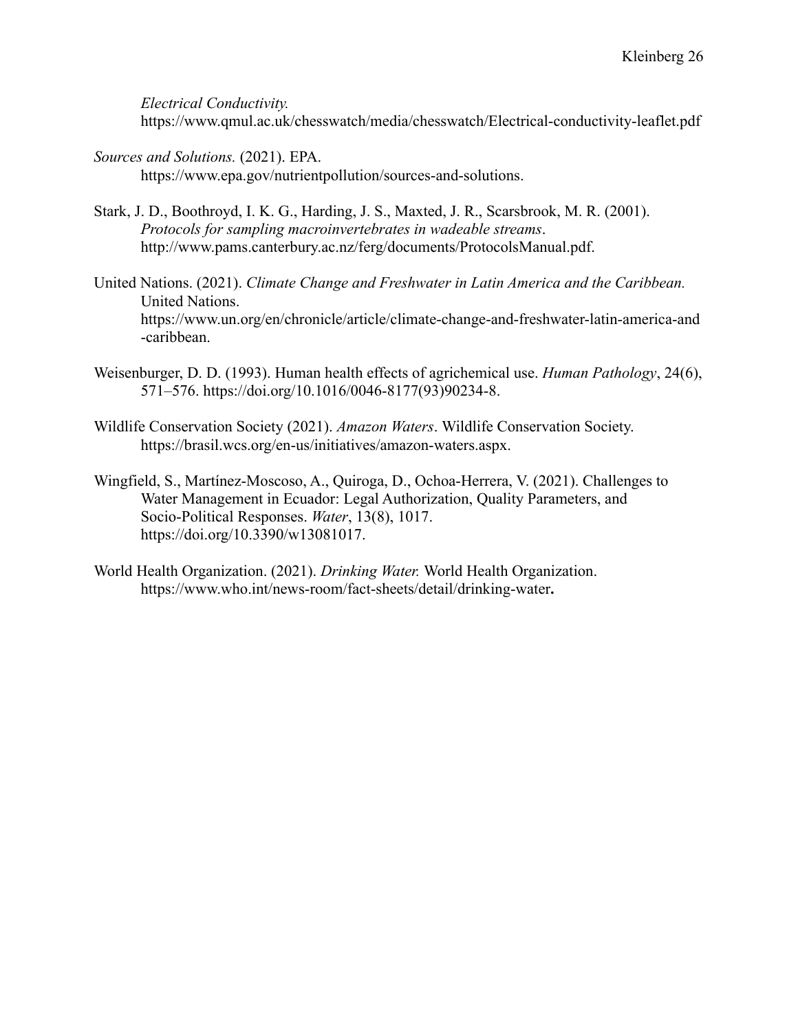*Electrical Conductivity.* https://www.qmul.ac.uk/chesswatch/media/chesswatch/Electrical-conductivity-leaflet.pdf

*Sources and Solutions.* (2021). EPA. https://www.epa.gov/nutrientpollution/sources-and-solutions.

Stark, J. D., Boothroyd, I. K. G., Harding, J. S., Maxted, J. R., Scarsbrook, M. R. (2001). *Protocols for sampling macroinvertebrates in wadeable streams*. http://www.pams.canterbury.ac.nz/ferg/documents/ProtocolsManual.pdf.

United Nations. (2021). *Climate Change and Freshwater in Latin America and the Caribbean.* United Nations. https://www.un.org/en/chronicle/article/climate-change-and-freshwater-latin-america-and-caribbean.

Weisenburger, D. D. (1993). Human health effects of agrichemical use. *Human Pathology*, 24(6), 571–576. https://doi.org/10.1016/0046-8177(93)90234-8.

Wildlife Conservation Society (2021). *Amazon Waters*. Wildlife Conservation Society. https://brasil.wcs.org/en-us/initiatives/amazon-waters.aspx.

Wingfield, S., Martínez-Moscoso, A., Quiroga, D., Ochoa-Herrera, V. (2021). Challenges to Water Management in Ecuador: Legal Authorization, Quality Parameters, and Socio-Political Responses. *Water*, 13(8), 1017. https://doi.org/10.3390/w13081017.

World Health Organization. (2021). *Drinking Water.* World Health Organization. https://www.who.int/news-room/fact-sheets/detail/drinking-water**.**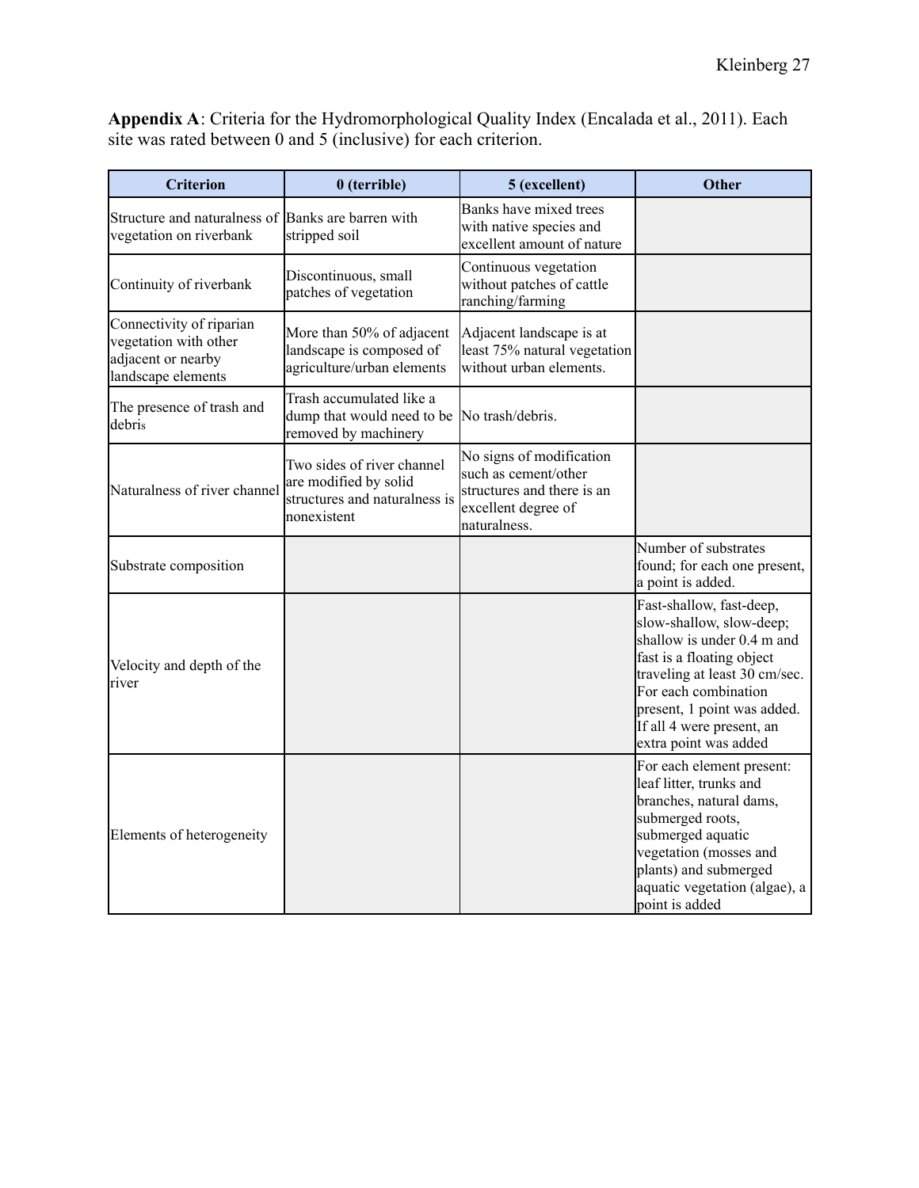**Appendix A**: Criteria for the Hydromorphological Quality Index (Encalada et al., 2011). Each site was rated between 0 and 5 (inclusive) for each criterion.

| Criterion | 0 (terrible) | 5 (excellent) | Other |
|---|---|---|---|
| Structure and naturalness of vegetation on riverbank | Banks are barren with stripped soil | Banks have mixed trees with native species and excellent amount of nature | |
| Continuity of riverbank | Discontinuous, small patches of vegetation | Continuous vegetation without patches of cattle ranching/farming | |
| Connectivity of riparian vegetation with other adjacent or nearby landscape elements | More than 50% of adjacent landscape is composed of agriculture/urban elements | Adjacent landscape is at least 75% natural vegetation without urban elements. | |
| The presence of trash and debris | Trash accumulated like a dump that would need to be removed by machinery | No trash/debris. | |
| Naturalness of river channel | Two sides of river channel are modified by solid structures and naturalness is nonexistent | No signs of modification such as cement/other structures and there is an excellent degree of naturalness. | |
| Substrate composition | | | Number of substrates found; for each one present, a point is added. |
| Velocity and depth of the river | | | Fast-shallow, fast-deep, slow-shallow, slow-deep; shallow is under 0.4 m and fast is a floating object traveling at least 30 cm/sec. For each combination present, 1 point was added. If all 4 were present, an extra point was added |
| Elements of heterogeneity | | | For each element present: leaf litter, trunks and branches, natural dams, submerged roots, submerged aquatic vegetation (mosses and plants) and submerged aquatic vegetation (algae), a point is added |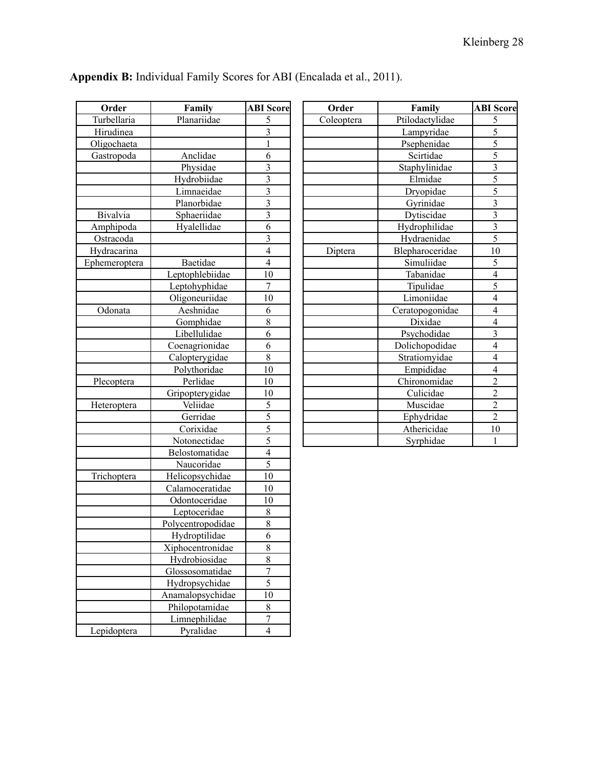**Appendix B:** Individual Family Scores for ABI (Encalada et al., 2011).

| Order | Family | ABI Score |
|---|---|---|
| Turbellaria | Planariidae | 5 |
| Hirudinea | | 3 |
| Oligochaeta | | 1 |
| Gastropoda | Anclidae | 6 |
| | Physidae | 3 |
| | Hydrobiidae | 3 |
| | Limnaeidae | 3 |
| | Planorbidae | 3 |
| Bivalvia | Sphaeriidae | 3 |
| Amphipoda | Hyalellidae | 6 |
| Ostracoda | | 3 |
| Hydracarina | | 4 |
| Ephemeroptera | Baetidae | 4 |
| | Leptophlebiidae | 10 |
| | Leptohyphidae | 7 |
| | Oligoneuriidae | 10 |
| Odonata | Aeshnidae | 6 |
| | Gomphidae | 8 |
| | Libellulidae | 6 |
| | Coenagrionidae | 6 |
| | Calopterygidae | 8 |
| | Polythoridae | 10 |
| Plecoptera | Perlidae | 10 |
| | Gripopterygidae | 10 |
| Heteroptera | Veliidae | 5 |
| | Gerridae | 5 |
| | Corixidae | 5 |
| | Notonectidae | 5 |
| | Belostomatidae | 4 |
| | Naucoridae | 5 |
| Trichoptera | Helicopsychidae | 10 |
| | Calamoceratidae | 10 |
| | Odontoceridae | 10 |
| | Leptoceridae | 8 |
| | Polycentropodidae | 8 |
| | Hydroptilidae | 6 |
| | Xiphocentronidae | 8 |
| | Hydrobiosidae | 8 |
| | Glossosomatidae | 7 |
| | Hydropsychidae | 5 |
| | Anamalopsychidae | 10 |
| | Philopotamidae | 8 |
| | Limnephilidae | 7 |
| Lepidoptera | Pyralidae | 4 |
| Coleoptera | Ptilodactylidae | 5 |
| | Lampyridae | 5 |
| | Psephenidae | 5 |
| | Scirtidae | 5 |
| | Staphylinidae | 3 |
| | Elmidae | 5 |
| | Dryopidae | 5 |
| | Gyrinidae | 3 |
| | Dytiscidae | 3 |
| | Hydrophilidae | 3 |
| | Hydraenidae | 5 |
| Diptera | Blepharoceridae | 10 |
| | Simuliidae | 5 |
| | Tabanidae | 4 |
| | Tipulidae | 5 |
| | Limoniidae | 4 |
| | Ceratopogonidae | 4 |
| | Dixidae | 4 |
| | Psychodidae | 3 |
| | Dolichopodidae | 4 |
| | Stratiomyidae | 4 |
| | Empididae | 4 |
| | Chironomidae | 2 |
| | Culicidae | 2 |
| | Muscidae | 2 |
| | Ephydridae | 2 |
| | Athericidae | 10 |
| | Syrphidae | 1 |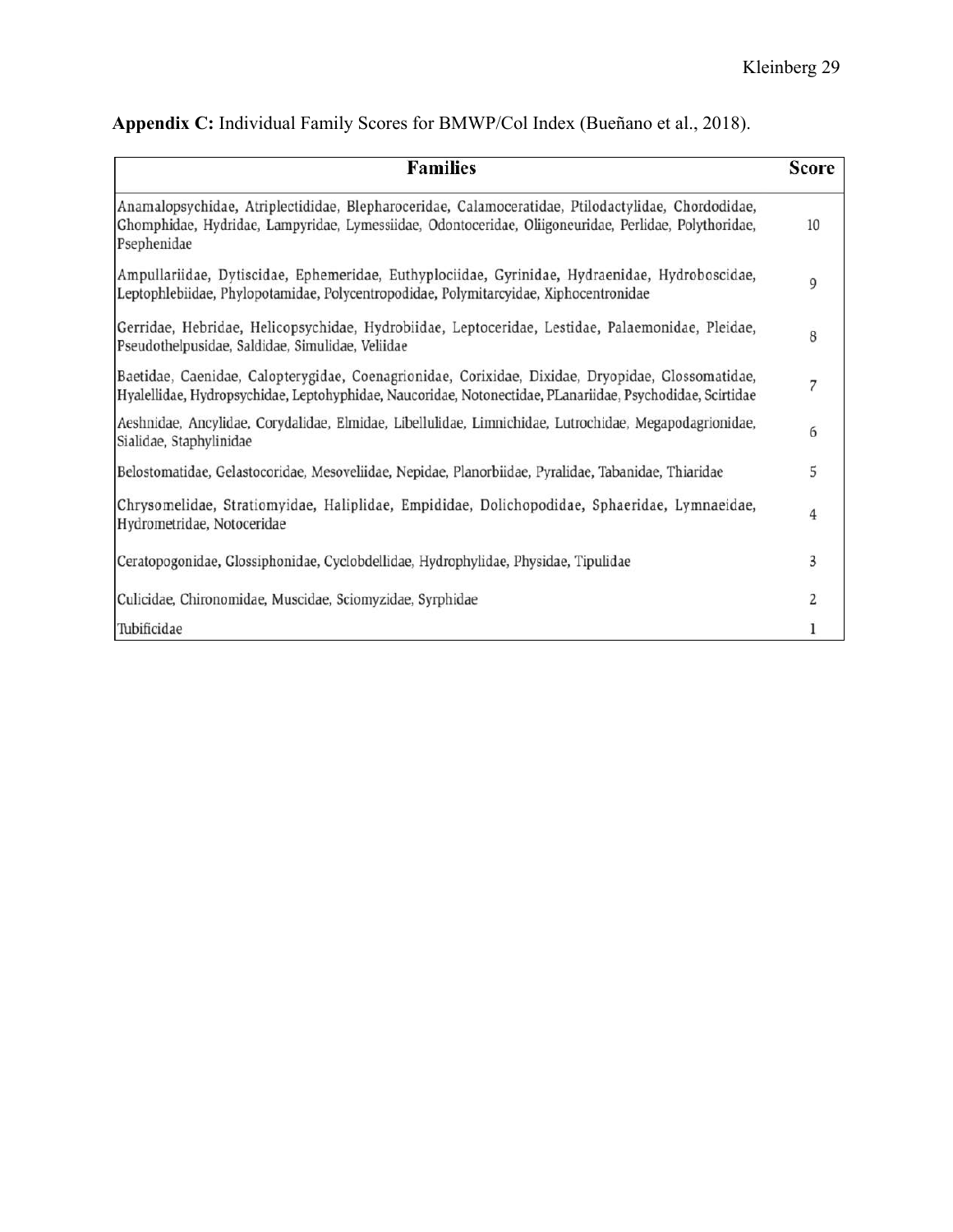**Appendix C:** Individual Family Scores for BMWP/Col Index (Bueñano et al., 2018).

| Families | Score |
| --- | --- |
| Anamalopsychidae, Atriplectididae, Blepharoceridae, Calamoceratidae, Ptilodactylidae, Chordodidae, Ghomphidae, Hydridae, Lampyridae, Lymessiidae, Odontoceridae, Oliigoneuridae, Perlidae, Polythoridae, Psephenidae | 10 |
| Ampullariidae, Dytiscidae, Ephemeridae, Euthyplociidae, Gyrinidae, Hydraenidae, Hydroboscidae, Leptophlebiidae, Phylopotamidae, Polycentropodidae, Polymitarcyidae, Xiphocentronidae | 9 |
| Gerridae, Hebridae, Helicopsychidae, Hydrobiidae, Leptoceridae, Lestidae, Palaemonidae, Pleidae, Pseudothelpusidae, Saldidae, Simulidae, Veliidae | 8 |
| Baetidae, Caenidae, Calopterygidae, Coenagrionidae, Corixidae, Dixidae, Dryopidae, Glossomatidae, Hyalellidae, Hydropsychidae, Leptohyphidae, Naucoridae, Notonectidae, PLanariidae, Psychodidae, Scirtidae | 7 |
| Aeshnidae, Ancylidae, Corydalidae, Elmidae, Libellulidae, Limnichidae, Lutrochidae, Megapodagrionidae, Sialidae, Staphylinidae | 6 |
| Belostomatidae, Gelastocoridae, Mesoveliidae, Nepidae, Planorbiidae, Pyralidae, Tabanidae, Thiaridae | 5 |
| Chrysomelidae, Stratiomyidae, Haliplidae, Empididae, Dolichopodidae, Sphaeridae, Lymnaeidae, Hydrometridae, Notoceridae | 4 |
| Ceratopogonidae, Glossiphonidae, Cyclobdellidae, Hydrophylidae, Physidae, Tipulidae | 3 |
| Culicidae, Chironomidae, Muscidae, Sciomyzidae, Syrphidae | 2 |
| Tubificidae | 1 |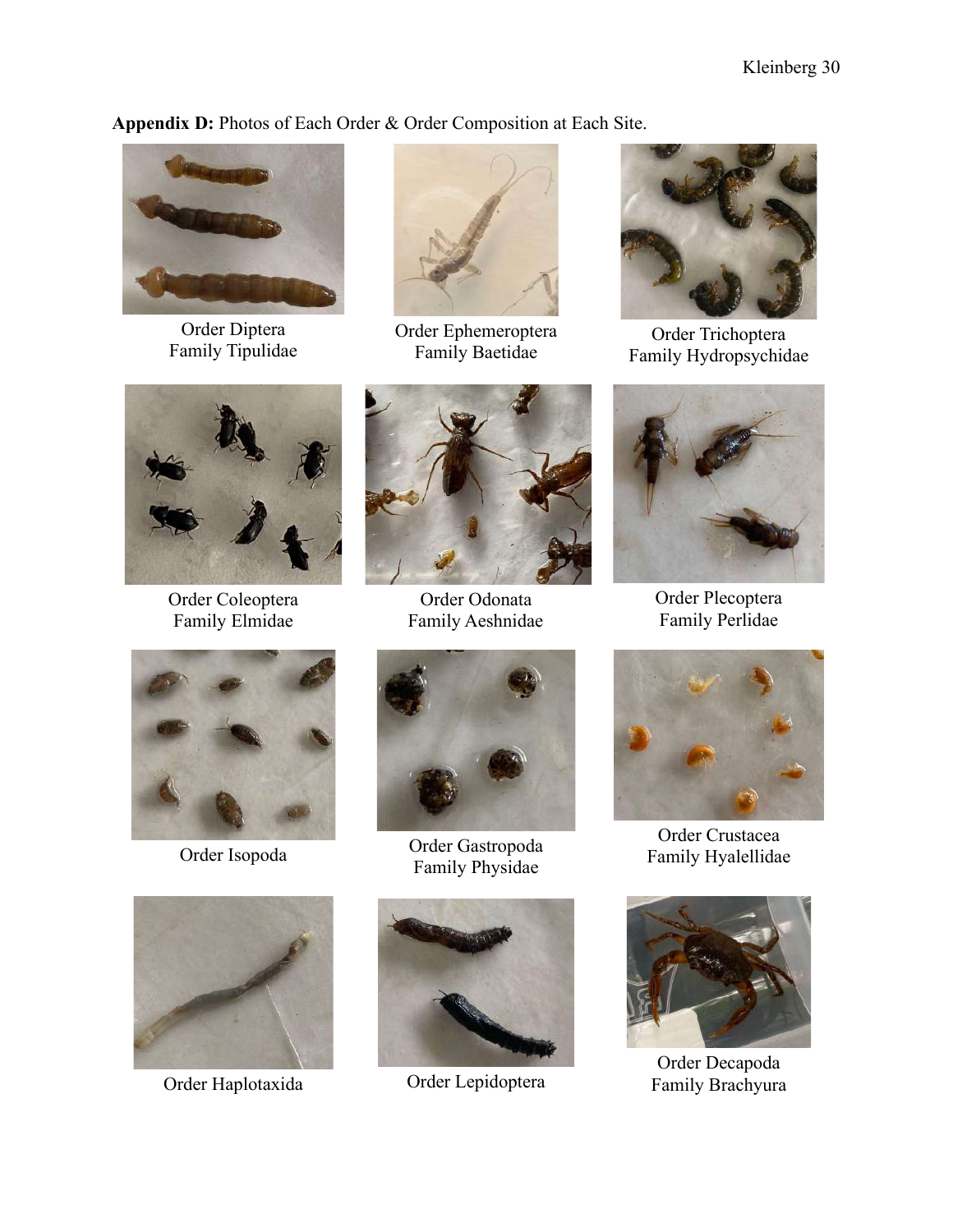**Appendix D:** Photos of Each Order & Order Composition at Each Site.

Order Diptera
Family Tipulidae

Order Ephemeroptera
Family Baetidae

Order Trichoptera
Family Hydropsychidae

Order Coleoptera
Family Elmidae

Order Odonata
Family Aeshnidae

Order Plecoptera
Family Perlidae

Order Isopoda

Order Gastropoda
Family Physidae

Order Crustacea
Family Hyalellidae

Order Haplotaxida

Order Lepidoptera

Order Decapoda
Family Brachyura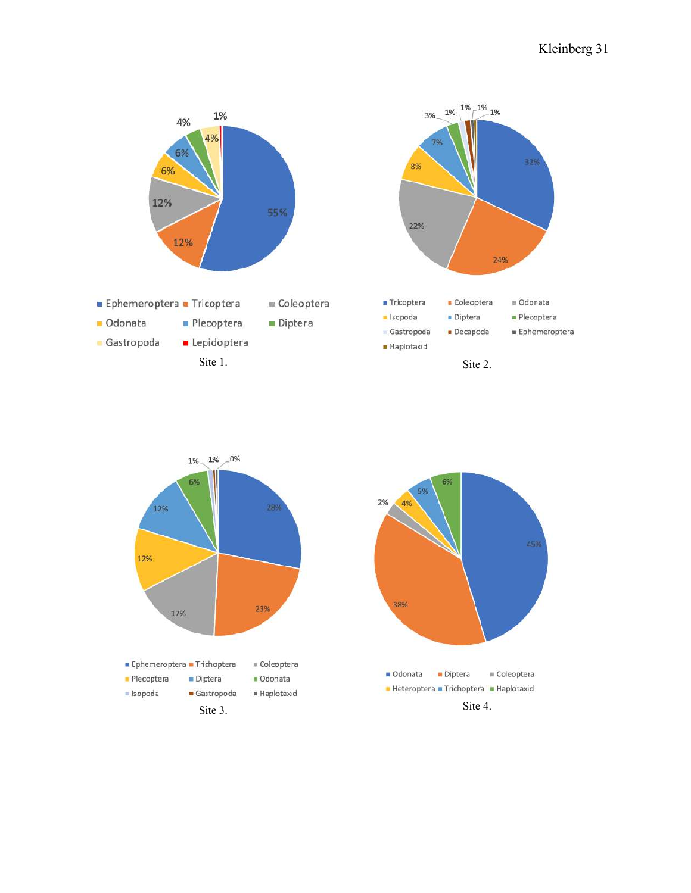Site 1.

Site 2.

Site 3.

Site 4.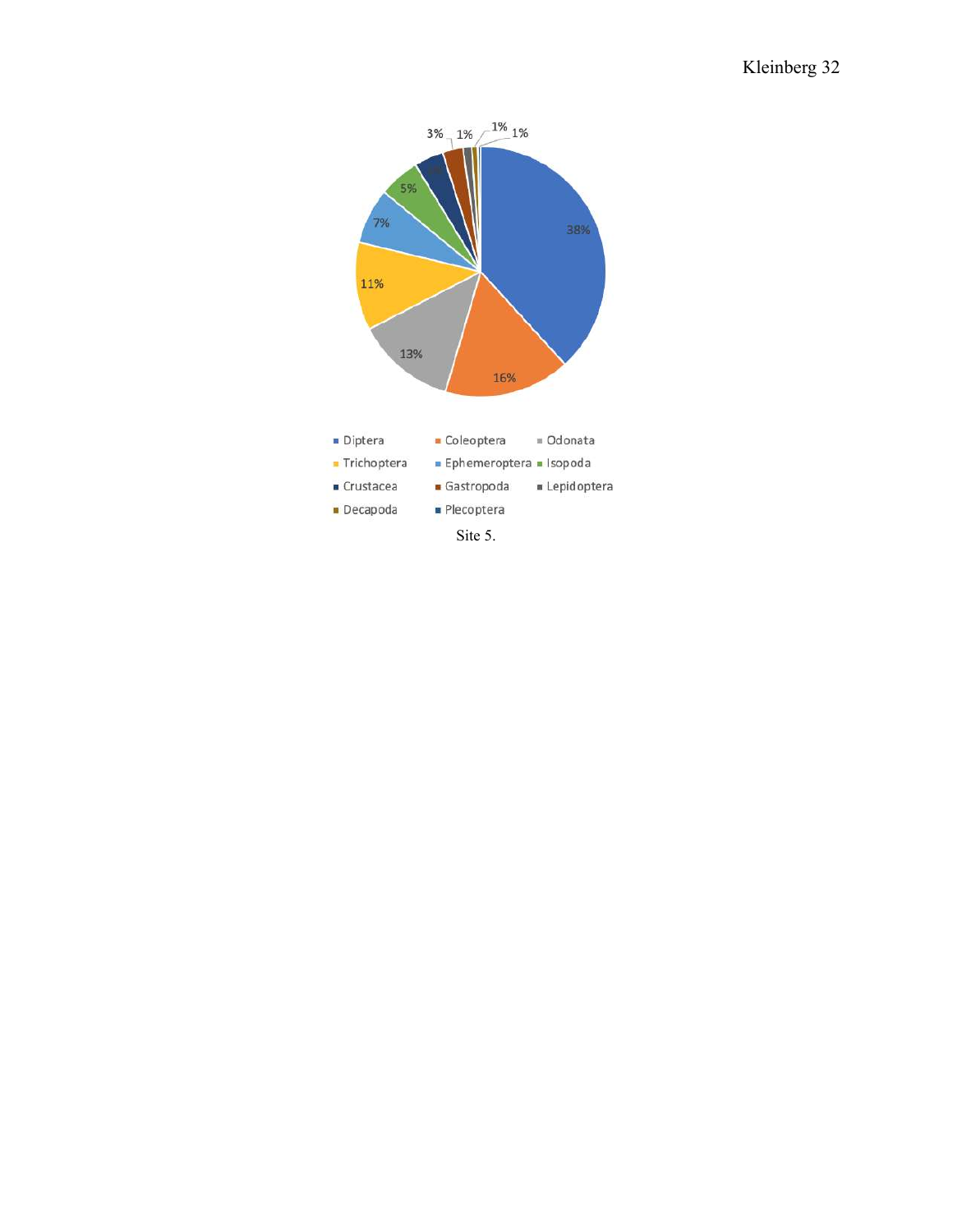Site 5.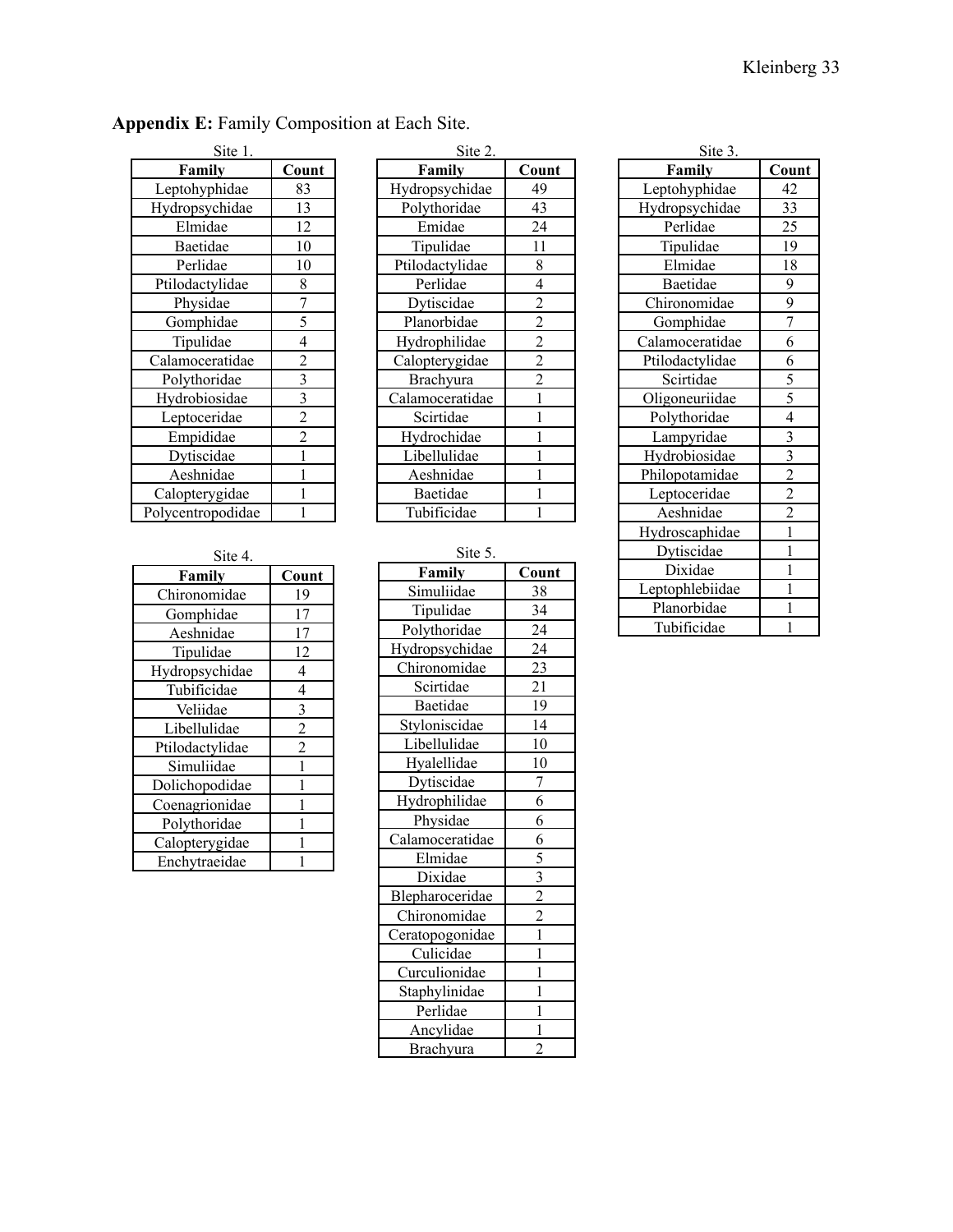**Appendix E:** Family Composition at Each Site.

Site 1.

| Family | Count |
|---|---|
| Leptohyphidae | 83 |
| Hydropsychidae | 13 |
| Elmidae | 12 |
| Baetidae | 10 |
| Perlidae | 10 |
| Ptilodactylidae | 8 |
| Physidae | 7 |
| Gomphidae | 5 |
| Tipulidae | 4 |
| Calamoceratidae | 2 |
| Polythoridae | 3 |
| Hydrobiosidae | 3 |
| Leptoceridae | 2 |
| Empididae | 2 |
| Dytiscidae | 1 |
| Aeshnidae | 1 |
| Calopterygidae | 1 |
| Polycentropodidae | 1 |

Site 2.

| Family | Count |
|---|---|
| Hydropsychidae | 49 |
| Polythoridae | 43 |
| Emidae | 24 |
| Tipulidae | 11 |
| Ptilodactylidae | 8 |
| Perlidae | 4 |
| Dytiscidae | 2 |
| Planorbidae | 2 |
| Hydrophilidae | 2 |
| Calopterygidae | 2 |
| Brachyura | 2 |
| Calamoceratidae | 1 |
| Scirtidae | 1 |
| Hydrochidae | 1 |
| Libellulidae | 1 |
| Aeshnidae | 1 |
| Baetidae | 1 |
| Tubificidae | 1 |

Site 3.

| Family | Count |
|---|---|
| Leptohyphidae | 42 |
| Hydropsychidae | 33 |
| Perlidae | 25 |
| Tipulidae | 19 |
| Elmidae | 18 |
| Baetidae | 9 |
| Chironomidae | 9 |
| Gomphidae | 7 |
| Calamoceratidae | 6 |
| Ptilodactylidae | 6 |
| Scirtidae | 5 |
| Oligoneuriidae | 5 |
| Polythoridae | 4 |
| Lampyridae | 3 |
| Hydrobiosidae | 3 |
| Philopotamidae | 2 |
| Leptoceridae | 2 |
| Aeshnidae | 2 |
| Hydroscaphidae | 1 |
| Dytiscidae | 1 |
| Dixidae | 1 |
| Leptophlebiidae | 1 |
| Planorbidae | 1 |
| Tubificidae | 1 |

Site 4.

| Family | Count |
|---|---|
| Chironomidae | 19 |
| Gomphidae | 17 |
| Aeshnidae | 17 |
| Tipulidae | 12 |
| Hydropsychidae | 4 |
| Tubificidae | 4 |
| Veliidae | 3 |
| Libellulidae | 2 |
| Ptilodactylidae | 2 |
| Simuliidae | 1 |
| Dolichopodidae | 1 |
| Coenagrionidae | 1 |
| Polythoridae | 1 |
| Calopterygidae | 1 |
| Enchytraeidae | 1 |

Site 5.

| Family | Count |
|---|---|
| Simuliidae | 38 |
| Tipulidae | 34 |
| Polythoridae | 24 |
| Hydropsychidae | 24 |
| Chironomidae | 23 |
| Scirtidae | 21 |
| Baetidae | 19 |
| Styloniscidae | 14 |
| Libellulidae | 10 |
| Hyalellidae | 10 |
| Dytiscidae | 7 |
| Hydrophilidae | 6 |
| Physidae | 6 |
| Calamoceratidae | 6 |
| Elmidae | 5 |
| Dixidae | 3 |
| Blepharoceridae | 2 |
| Chironomidae | 2 |
| Ceratopogonidae | 1 |
| Culicidae | 1 |
| Curculionidae | 1 |
| Staphylinidae | 1 |
| Perlidae | 1 |
| Ancylidae | 1 |
| Brachyura | 2 |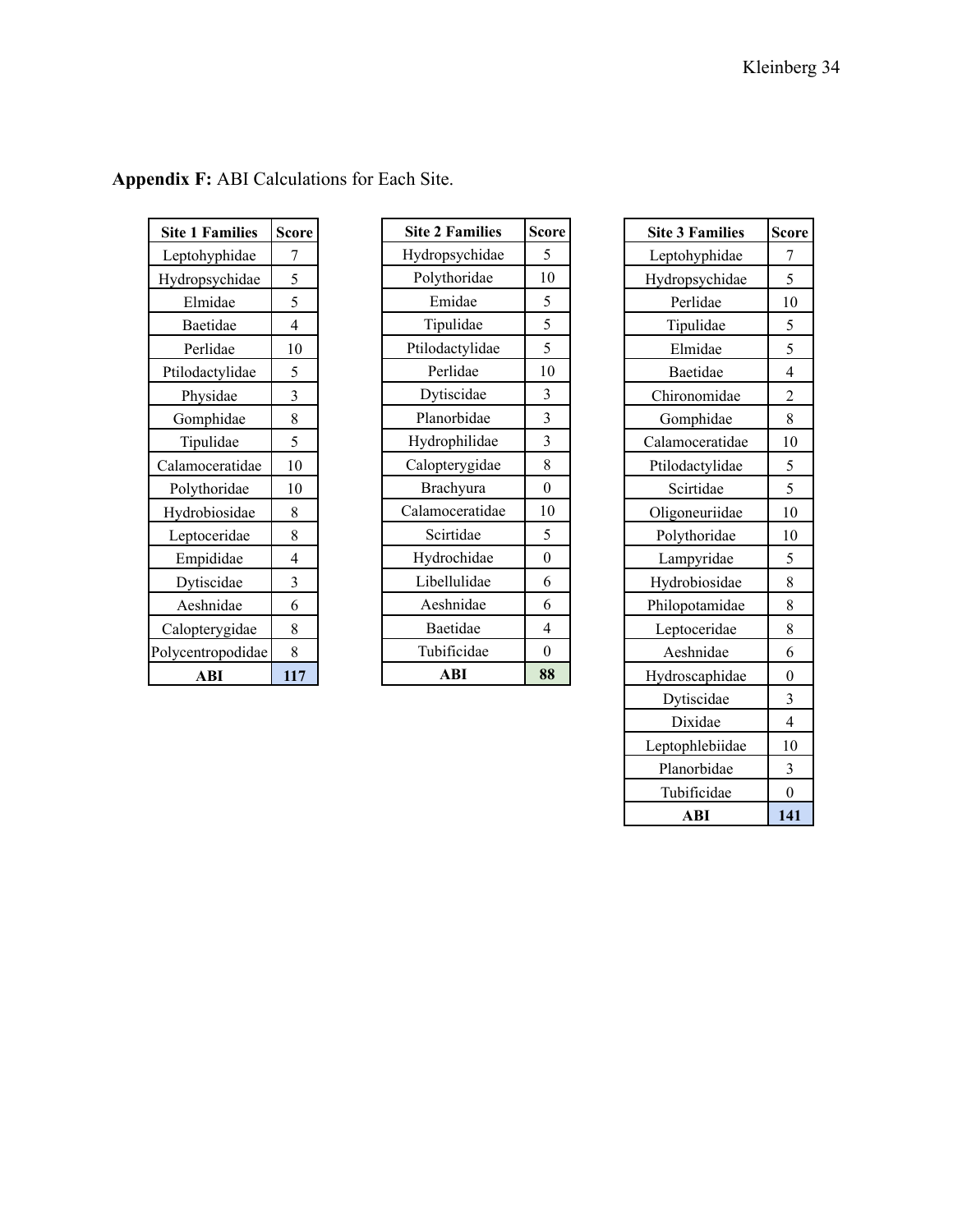**Appendix F:** ABI Calculations for Each Site.

| Site 1 Families | Score |
|---|---|
| Leptohyphidae | 7 |
| Hydropsychidae | 5 |
| Elmidae | 5 |
| Baetidae | 4 |
| Perlidae | 10 |
| Ptilodactylidae | 5 |
| Physidae | 3 |
| Gomphidae | 8 |
| Tipulidae | 5 |
| Calamoceratidae | 10 |
| Polythoridae | 10 |
| Hydrobiosidae | 8 |
| Leptoceridae | 8 |
| Empididae | 4 |
| Dytiscidae | 3 |
| Aeshnidae | 6 |
| Calopterygidae | 8 |
| Polycentropodidae | 8 |
| **ABI** | **117** |

| Site 2 Families | Score |
|---|---|
| Hydropsychidae | 5 |
| Polythoridae | 10 |
| Emidae | 5 |
| Tipulidae | 5 |
| Ptilodactylidae | 5 |
| Perlidae | 10 |
| Dytiscidae | 3 |
| Planorbidae | 3 |
| Hydrophilidae | 3 |
| Calopterygidae | 8 |
| Brachyura | 0 |
| Calamoceratidae | 10 |
| Scirtidae | 5 |
| Hydrochidae | 0 |
| Libellulidae | 6 |
| Aeshnidae | 6 |
| Baetidae | 4 |
| Tubificidae | 0 |
| **ABI** | **88** |

| Site 3 Families | Score |
|---|---|
| Leptohyphidae | 7 |
| Hydropsychidae | 5 |
| Perlidae | 10 |
| Tipulidae | 5 |
| Elmidae | 5 |
| Baetidae | 4 |
| Chironomidae | 2 |
| Gomphidae | 8 |
| Calamoceratidae | 10 |
| Ptilodactylidae | 5 |
| Scirtidae | 5 |
| Oligoneuriidae | 10 |
| Polythoridae | 10 |
| Lampyridae | 5 |
| Hydrobiosidae | 8 |
| Philopotamidae | 8 |
| Leptoceridae | 8 |
| Aeshnidae | 6 |
| Hydroscaphidae | 0 |
| Dytiscidae | 3 |
| Dixidae | 4 |
| Leptophlebiidae | 10 |
| Planorbidae | 3 |
| Tubificidae | 0 |
| **ABI** | **141** |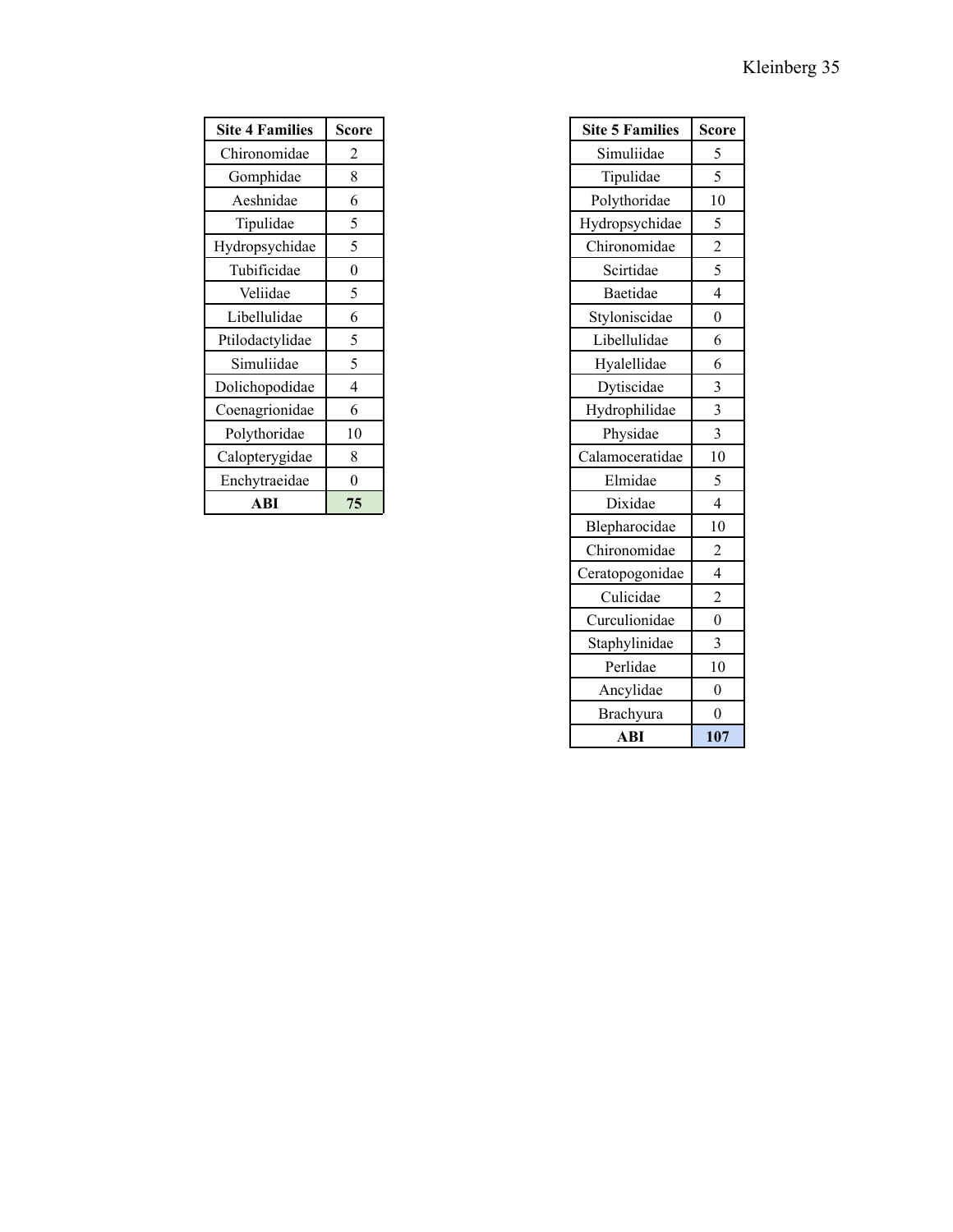| Site 4 Families | Score |
| --- | --- |
| Chironomidae | 2 |
| Gomphidae | 8 |
| Aeshnidae | 6 |
| Tipulidae | 5 |
| Hydropsychidae | 5 |
| Tubificidae | 0 |
| Veliidae | 5 |
| Libellulidae | 6 |
| Ptilodactylidae | 5 |
| Simuliidae | 5 |
| Dolichopodidae | 4 |
| Coenagrionidae | 6 |
| Polythoridae | 10 |
| Calopterygidae | 8 |
| Enchytraeidae | 0 |
| **ABI** | **75** |

| Site 5 Families | Score |
| --- | --- |
| Simuliidae | 5 |
| Tipulidae | 5 |
| Polythoridae | 10 |
| Hydropsychidae | 5 |
| Chironomidae | 2 |
| Scirtidae | 5 |
| Baetidae | 4 |
| Styloniscidae | 0 |
| Libellulidae | 6 |
| Hyalellidae | 6 |
| Dytiscidae | 3 |
| Hydrophilidae | 3 |
| Physidae | 3 |
| Calamoceratidae | 10 |
| Elmidae | 5 |
| Dixidae | 4 |
| Blepharocidae | 10 |
| Chironomidae | 2 |
| Ceratopogonidae | 4 |
| Culicidae | 2 |
| Curculionidae | 0 |
| Staphylinidae | 3 |
| Perlidae | 10 |
| Ancylidae | 0 |
| Brachyura | 0 |
| **ABI** | **107** |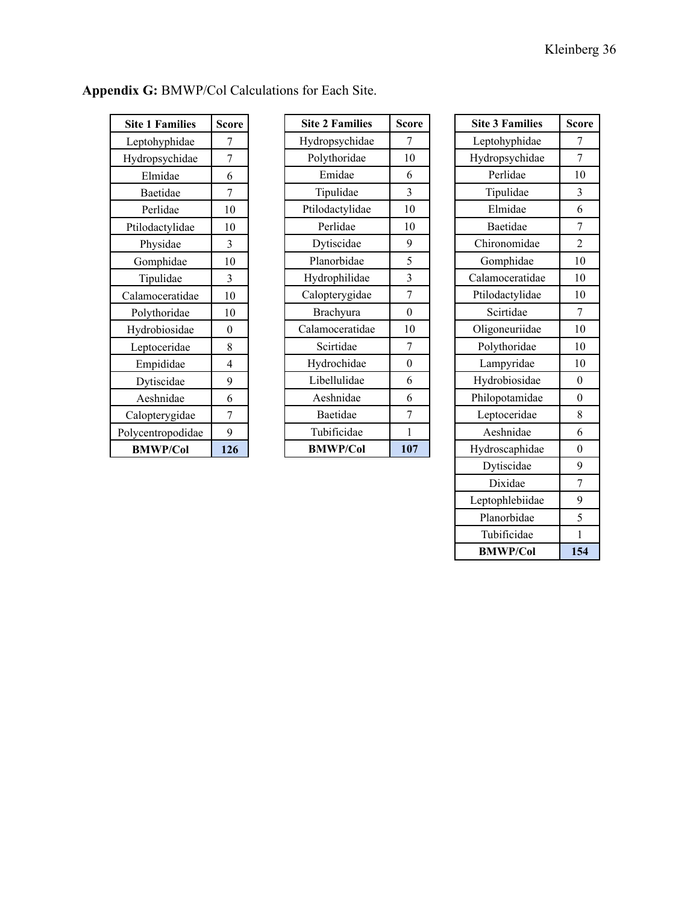**Appendix G:** BMWP/Col Calculations for Each Site.

| Site 1 Families | Score |
|---|---|
| Leptohyphidae | 7 |
| Hydropsychidae | 7 |
| Elmidae | 6 |
| Baetidae | 7 |
| Perlidae | 10 |
| Ptilodactylidae | 10 |
| Physidae | 3 |
| Gomphidae | 10 |
| Tipulidae | 3 |
| Calamoceratidae | 10 |
| Polythoridae | 10 |
| Hydrobiosidae | 0 |
| Leptoceridae | 8 |
| Empididae | 4 |
| Dytiscidae | 9 |
| Aeshnidae | 6 |
| Calopterygidae | 7 |
| Polycentropodidae | 9 |
| **BMWP/Col** | **126** |

| Site 2 Families | Score |
|---|---|
| Hydropsychidae | 7 |
| Polythoridae | 10 |
| Emidae | 6 |
| Tipulidae | 3 |
| Ptilodactylidae | 10 |
| Perlidae | 10 |
| Dytiscidae | 9 |
| Planorbidae | 5 |
| Hydrophilidae | 3 |
| Calopterygidae | 7 |
| Brachyura | 0 |
| Calamoceratidae | 10 |
| Scirtidae | 7 |
| Hydrochidae | 0 |
| Libellulidae | 6 |
| Aeshnidae | 6 |
| Baetidae | 7 |
| Tubificidae | 1 |
| **BMWP/Col** | **107** |

| Site 3 Families | Score |
|---|---|
| Leptohyphidae | 7 |
| Hydropsychidae | 7 |
| Perlidae | 10 |
| Tipulidae | 3 |
| Elmidae | 6 |
| Baetidae | 7 |
| Chironomidae | 2 |
| Gomphidae | 10 |
| Calamoceratidae | 10 |
| Ptilodactylidae | 10 |
| Scirtidae | 7 |
| Oligoneuriidae | 10 |
| Polythoridae | 10 |
| Lampyridae | 10 |
| Hydrobiosidae | 0 |
| Philopotamidae | 0 |
| Leptoceridae | 8 |
| Aeshnidae | 6 |
| Hydroscaphidae | 0 |
| Dytiscidae | 9 |
| Dixidae | 7 |
| Leptophlebiidae | 9 |
| Planorbidae | 5 |
| Tubificidae | 1 |
| **BMWP/Col** | **154** |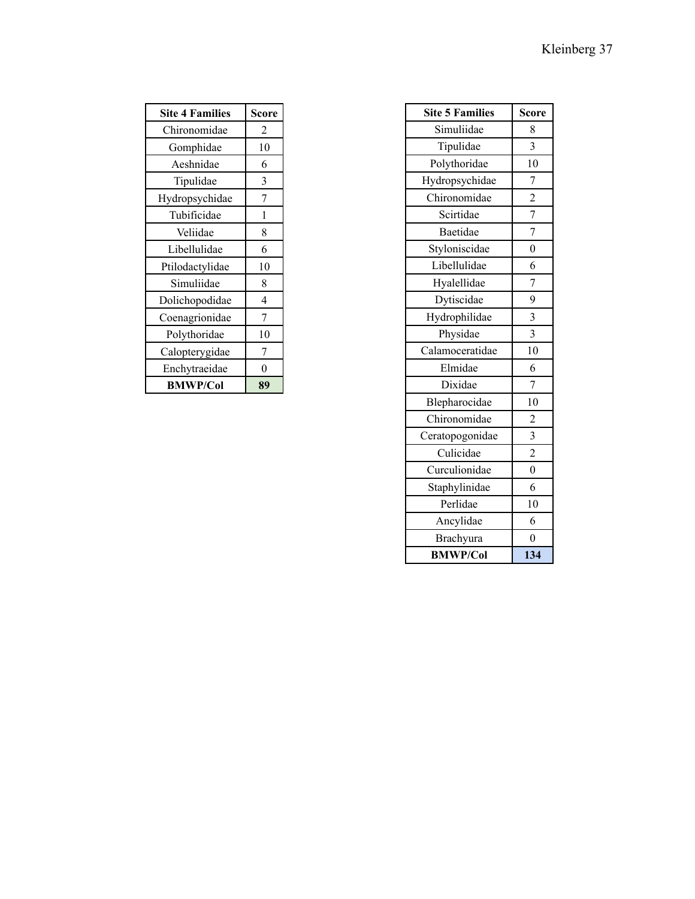| Site 4 Families | Score |
|---|---|
| Chironomidae | 2 |
| Gomphidae | 10 |
| Aeshnidae | 6 |
| Tipulidae | 3 |
| Hydropsychidae | 7 |
| Tubificidae | 1 |
| Veliidae | 8 |
| Libellulidae | 6 |
| Ptilodactylidae | 10 |
| Simuliidae | 8 |
| Dolichopodidae | 4 |
| Coenagrionidae | 7 |
| Polythoridae | 10 |
| Calopterygidae | 7 |
| Enchytraeidae | 0 |
| **BMWP/Col** | **89** |

| Site 5 Families | Score |
|---|---|
| Simuliidae | 8 |
| Tipulidae | 3 |
| Polythoridae | 10 |
| Hydropsychidae | 7 |
| Chironomidae | 2 |
| Scirtidae | 7 |
| Baetidae | 7 |
| Styloniscidae | 0 |
| Libellulidae | 6 |
| Hyalellidae | 7 |
| Dytiscidae | 9 |
| Hydrophilidae | 3 |
| Physidae | 3 |
| Calamoceratidae | 10 |
| Elmidae | 6 |
| Dixidae | 7 |
| Blepharocidae | 10 |
| Chironomidae | 2 |
| Ceratopogonidae | 3 |
| Culicidae | 2 |
| Curculionidae | 0 |
| Staphylinidae | 6 |
| Perlidae | 10 |
| Ancylidae | 6 |
| Brachyura | 0 |
| **BMWP/Col** | **134** |